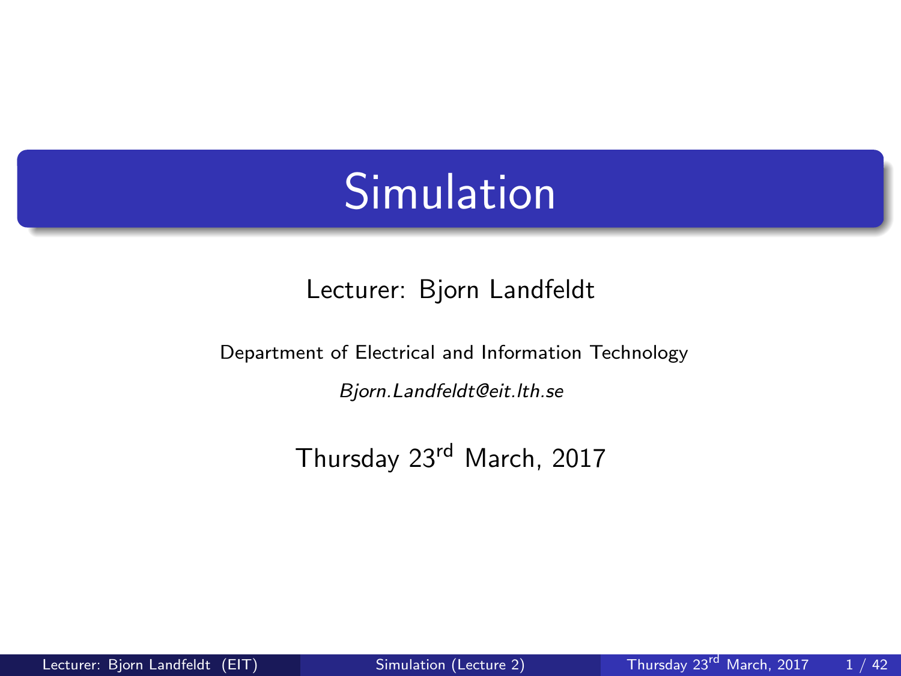# Simulation

Lecturer: Bjorn Landfeldt

Department of Electrical and Information Technology

*Bjorn.Landfeldt@eit.lth.se*

Thursday 23rd March, 2017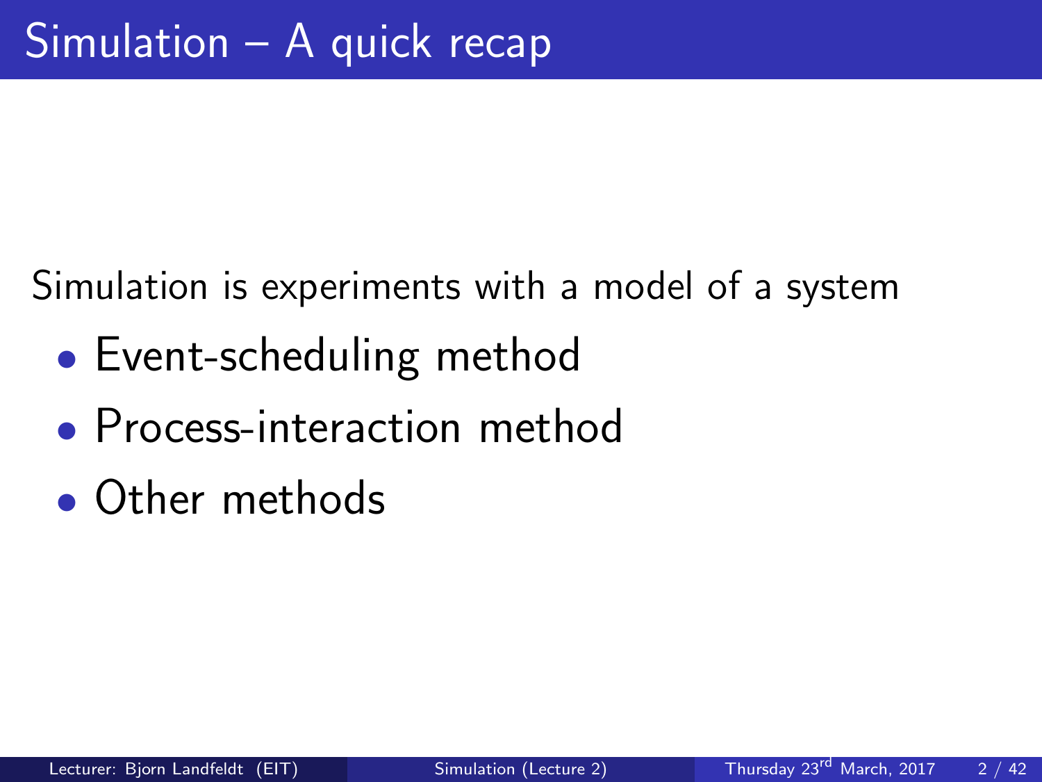# Simulation – A quick recap

Simulation is experiments with a model of a system

- Event-scheduling method
- Process-interaction method
- Other methods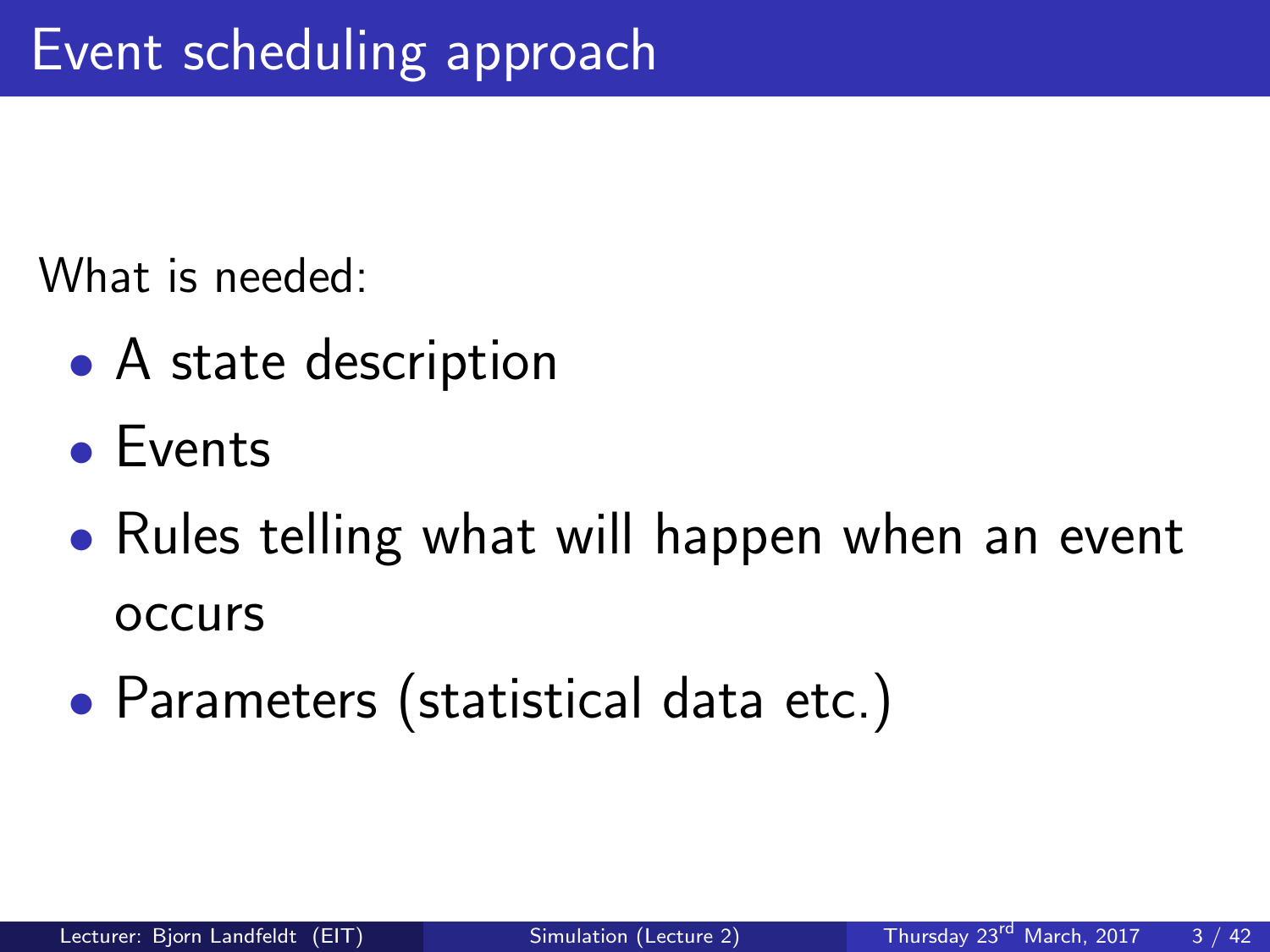# Event scheduling approach

What is needed:

- A state description
- Events
- Rules telling what will happen when an event occurs
- Parameters (statistical data etc.)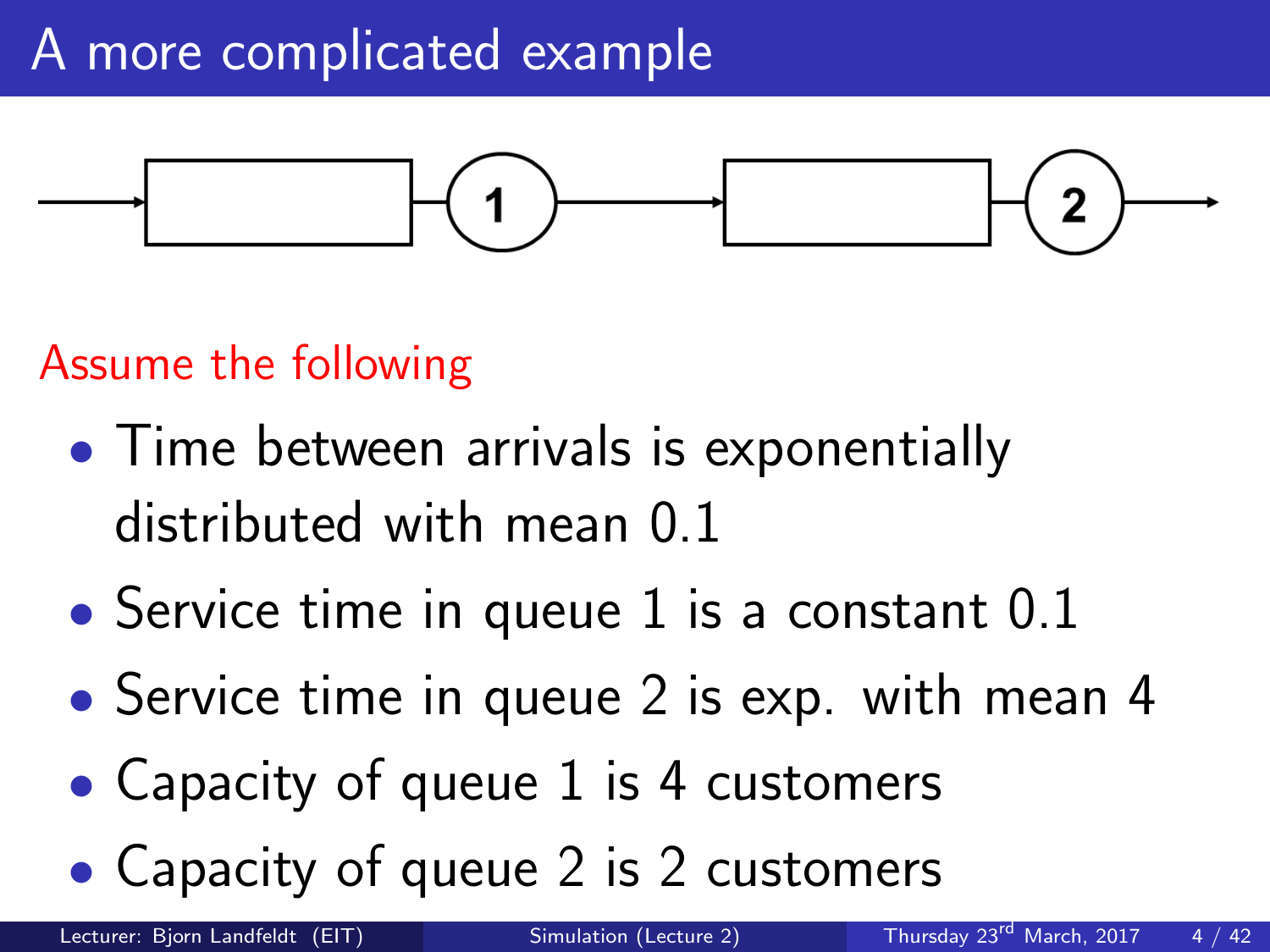# A more complicated example

Assume the following

- Time between arrivals is exponentially distributed with mean 0.1
- Service time in queue 1 is a constant 0.1
- Service time in queue 2 is exp. with mean 4
- Capacity of queue 1 is 4 customers
- Capacity of queue 2 is 2 customers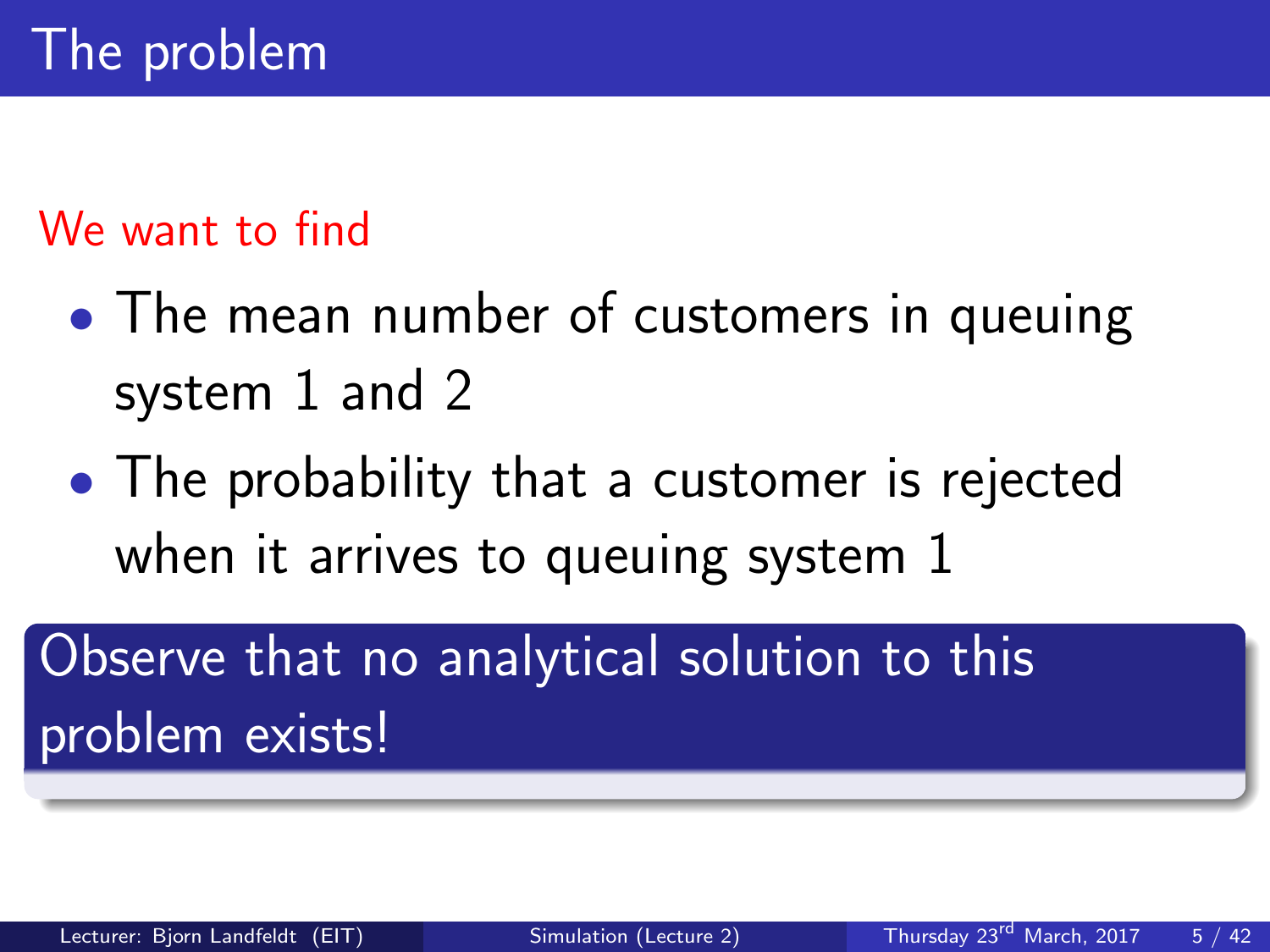# The problem

We want to find

- The mean number of customers in queuing system 1 and 2
- The probability that a customer is rejected when it arrives to queuing system 1

**Observe that no analytical solution to this problem exists!**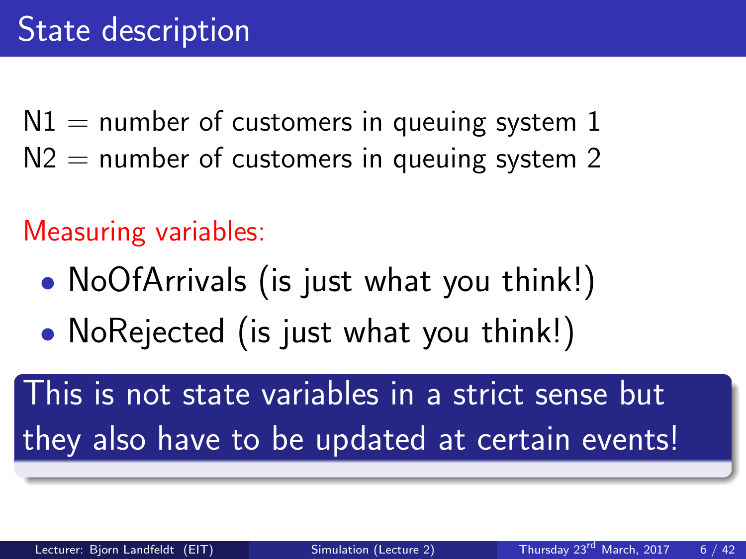# State description

N1 = number of customers in queuing system 1
N2 = number of customers in queuing system 2

Measuring variables:

- NoOfArrivals (is just what you think!)
- NoRejected (is just what you think!)

> This is not state variables in a strict sense but they also have to be updated at certain events!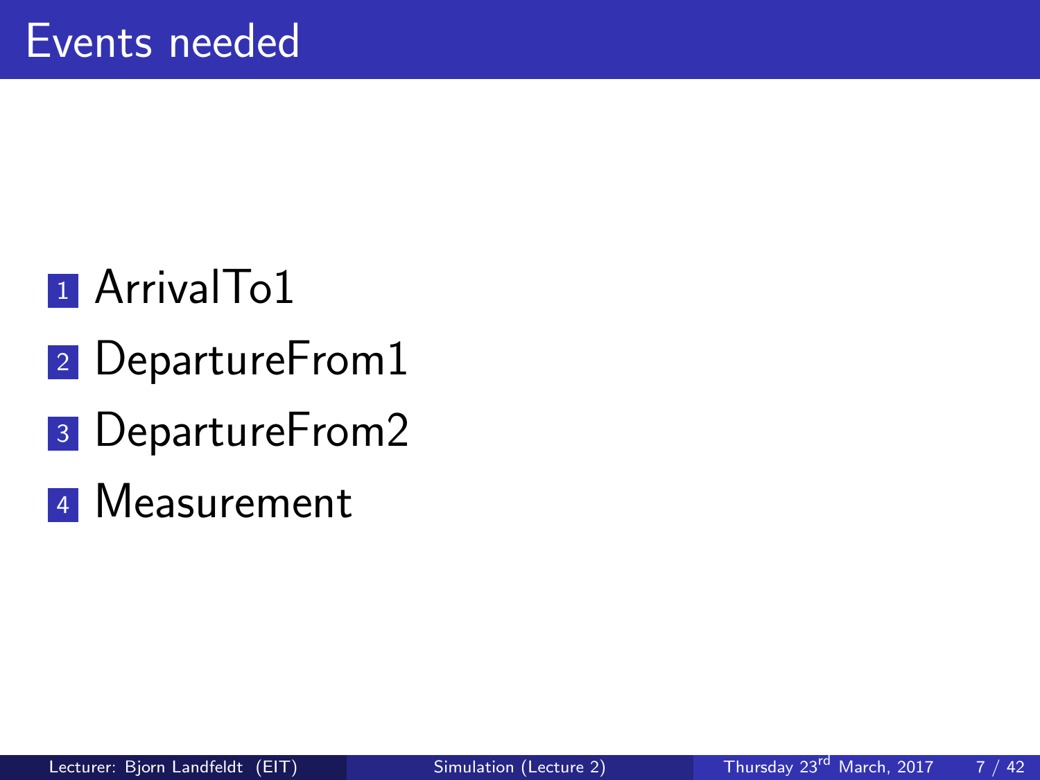# Events needed

1. ArrivalTo1
2. DepartureFrom1
3. DepartureFrom2
4. Measurement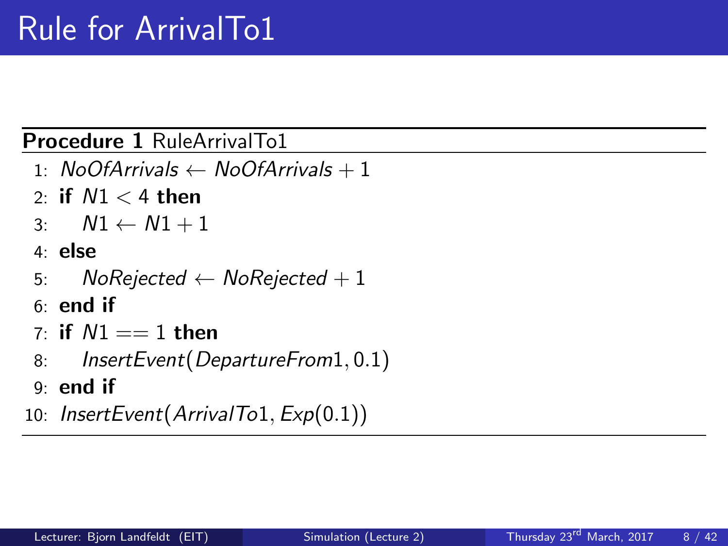# Rule for ArrivalTo1

**Procedure 1** RuleArrivalTo1

1: $NoOfArrivals \leftarrow NoOfArrivals + 1$
2: **if** $N1 < 4$ **then**
3: $\quad N1 \leftarrow N1 + 1$
4: **else**
5: $\quad NoRejected \leftarrow NoRejected + 1$
6: **end if**
7: **if** $N1 == 1$ **then**
8: $\quad InsertEvent(DepartureFrom1, 0.1)$
9: **end if**
10: $InsertEvent(ArrivalTo1, Exp(0.1))$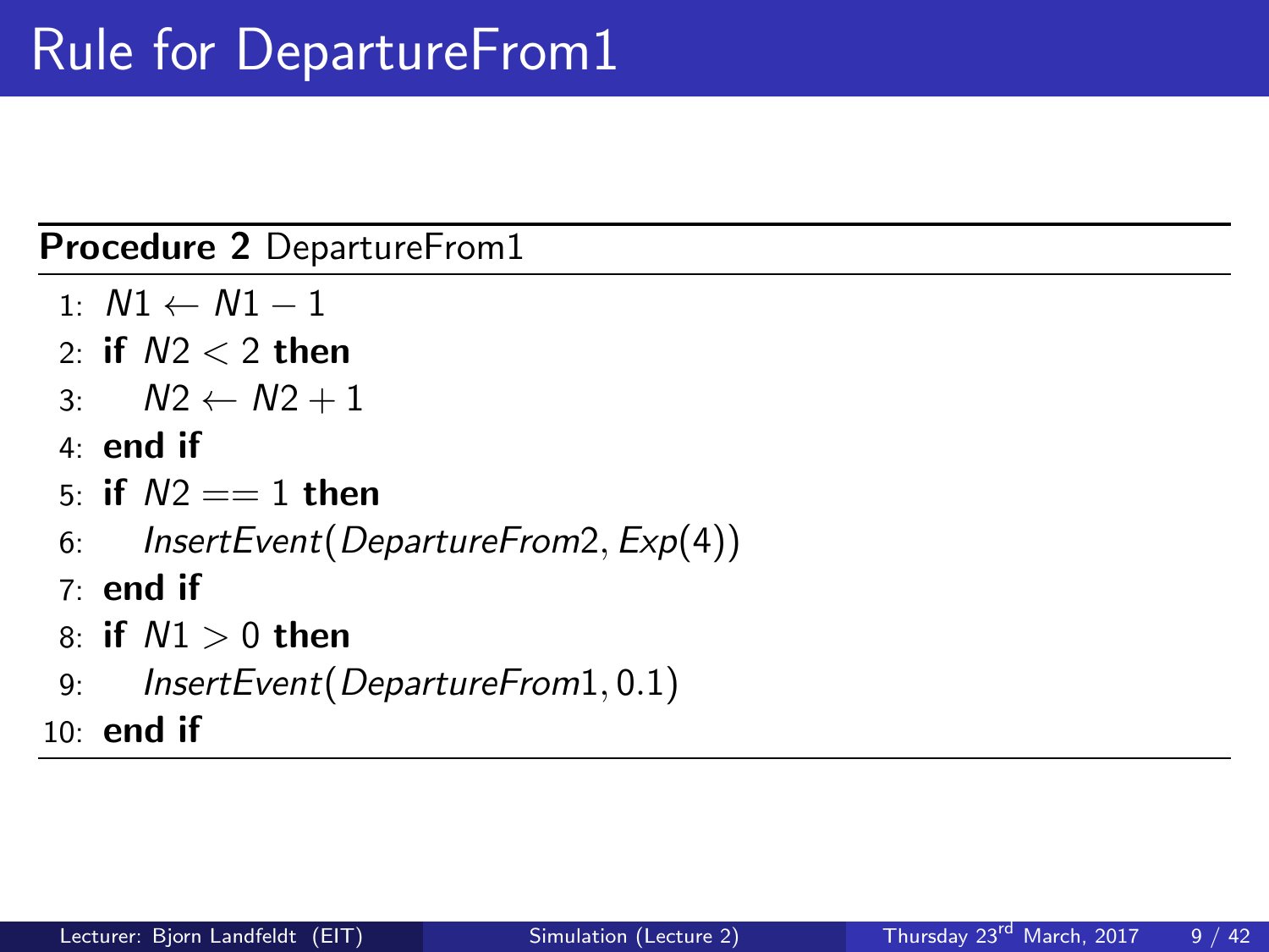# Rule for DepartureFrom1

**Procedure 2** DepartureFrom1

```
1:  N1 ← N1 − 1
2:  if N2 < 2 then
3:      N2 ← N2 + 1
4:  end if
5:  if N2 == 1 then
6:      InsertEvent(DepartureFrom2, Exp(4))
7:  end if
8:  if N1 > 0 then
9:      InsertEvent(DepartureFrom1, 0.1)
10: end if
```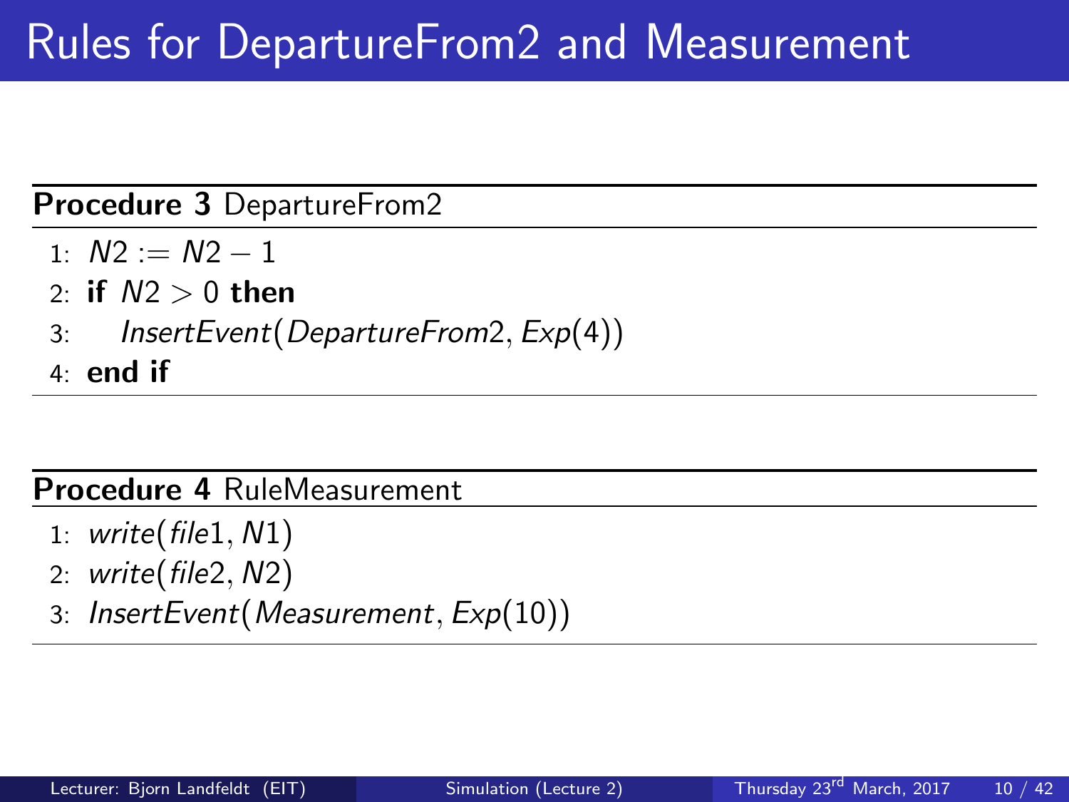# Rules for DepartureFrom2 and Measurement

**Procedure 3** DepartureFrom2

1: $N2 := N2 - 1$
2: **if** $N2 > 0$ **then**
3: $\quad$ $InsertEvent(DepartureFrom2, Exp(4))$
4: **end if**

**Procedure 4** RuleMeasurement

1: $write(file1, N1)$
2: $write(file2, N2)$
3: $InsertEvent(Measurement, Exp(10))$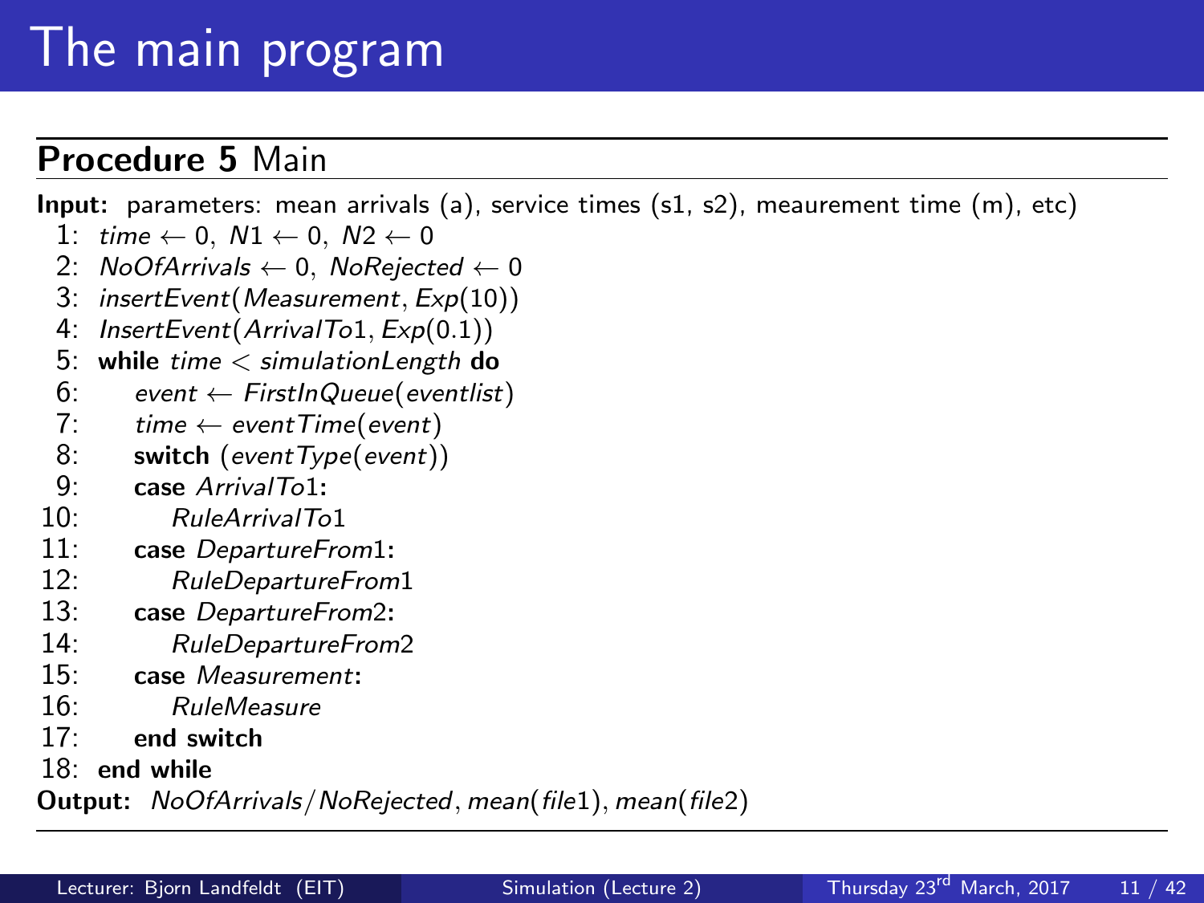# The main program

**Procedure 5** Main

**Input:** parameters: mean arrivals (a), service times (s1, s2), meaurement time (m), etc)

```
 1: time ← 0, N1 ← 0, N2 ← 0
 2: NoOfArrivals ← 0, NoRejected ← 0
 3: insertEvent(Measurement, Exp(10))
 4: InsertEvent(ArrivalTo1, Exp(0.1))
 5: while time < simulationLength do
 6:     event ← FirstInQueue(eventlist)
 7:     time ← eventTime(event)
 8:     switch (eventType(event))
 9:     case ArrivalTo1:
10:         RuleArrivalTo1
11:     case DepartureFrom1:
12:         RuleDepartureFrom1
13:     case DepartureFrom2:
14:         RuleDepartureFrom2
15:     case Measurement:
16:         RuleMeasure
17:     end switch
18: end while
```

**Output:** *NoOfArrivals/NoRejected*, *mean(file1)*, *mean(file2)*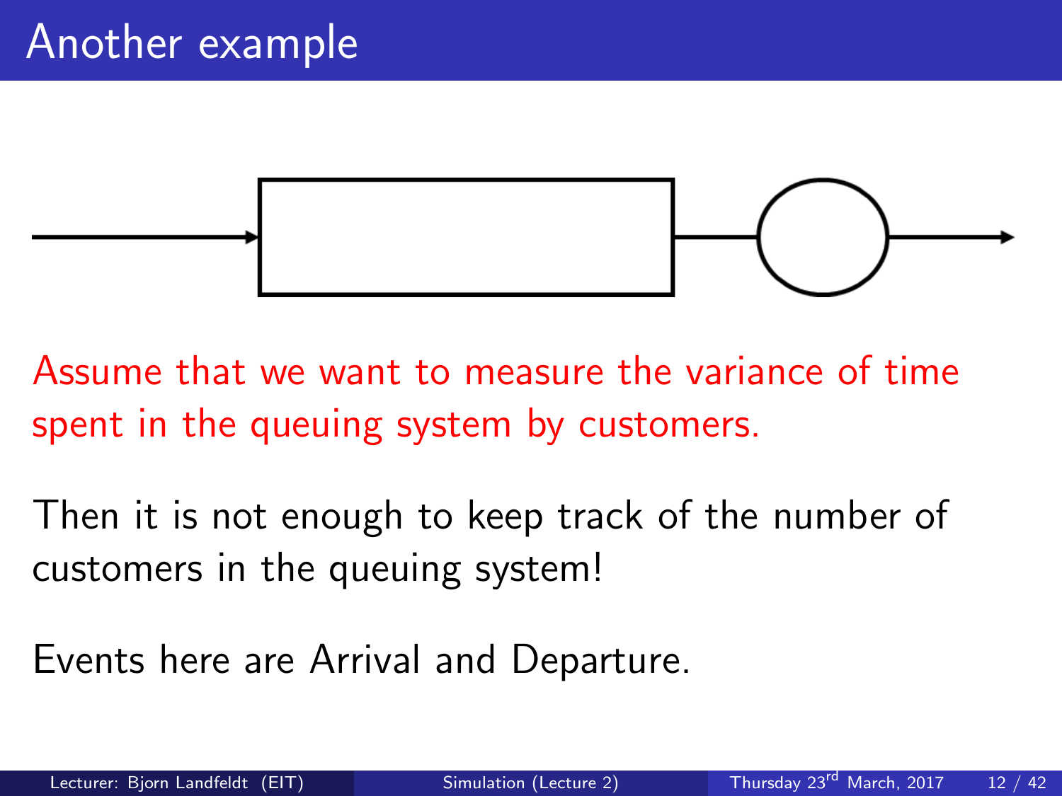# Another example

Assume that we want to measure the variance of time spent in the queuing system by customers.

Then it is not enough to keep track of the number of customers in the queuing system!

Events here are Arrival and Departure.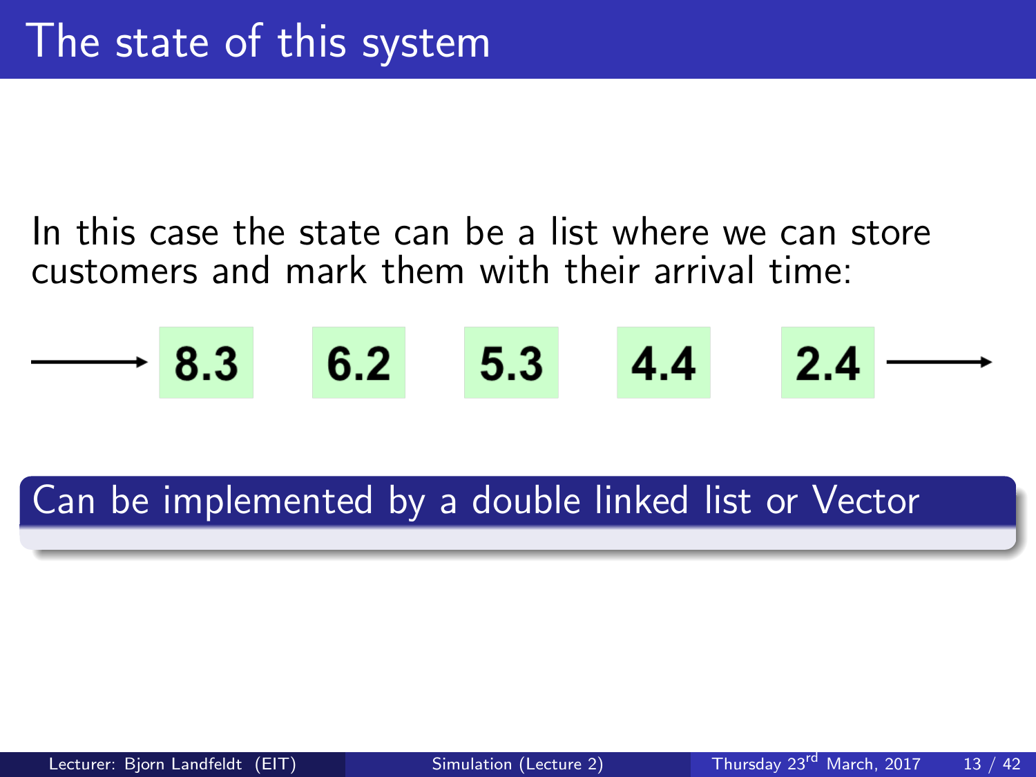# The state of this system

In this case the state can be a list where we can store customers and mark them with their arrival time:

→ 8.3 6.2 5.3 4.4 2.4 →

**Can be implemented by a double linked list or Vector**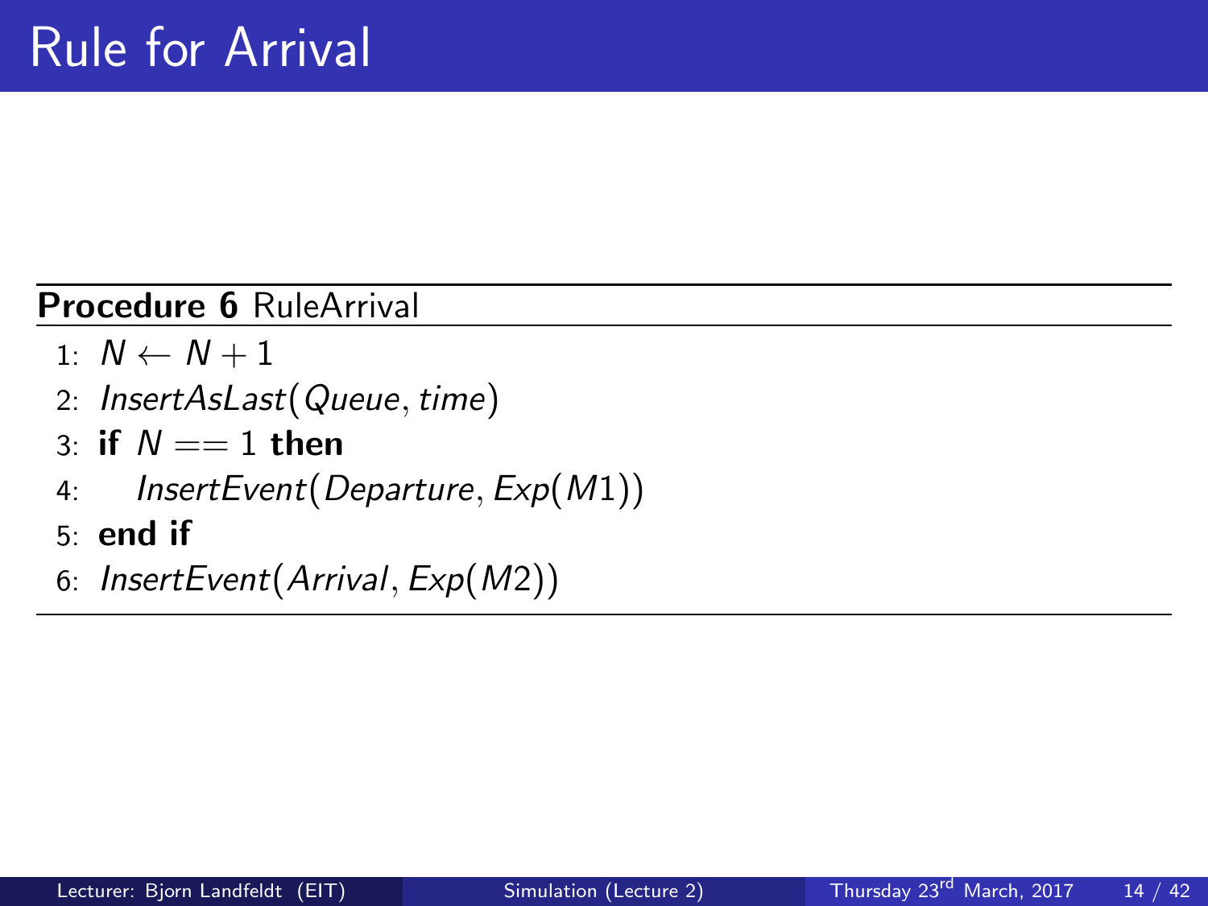# Rule for Arrival

**Procedure 6** RuleArrival

1: $N \leftarrow N + 1$
2: *InsertAsLast*(*Queue*, *time*)
3: **if** $N == 1$ **then**
4: &nbsp;&nbsp;&nbsp;&nbsp;*InsertEvent*(*Departure*, *Exp*(*M*1))
5: **end if**
6: *InsertEvent*(*Arrival*, *Exp*(*M*2))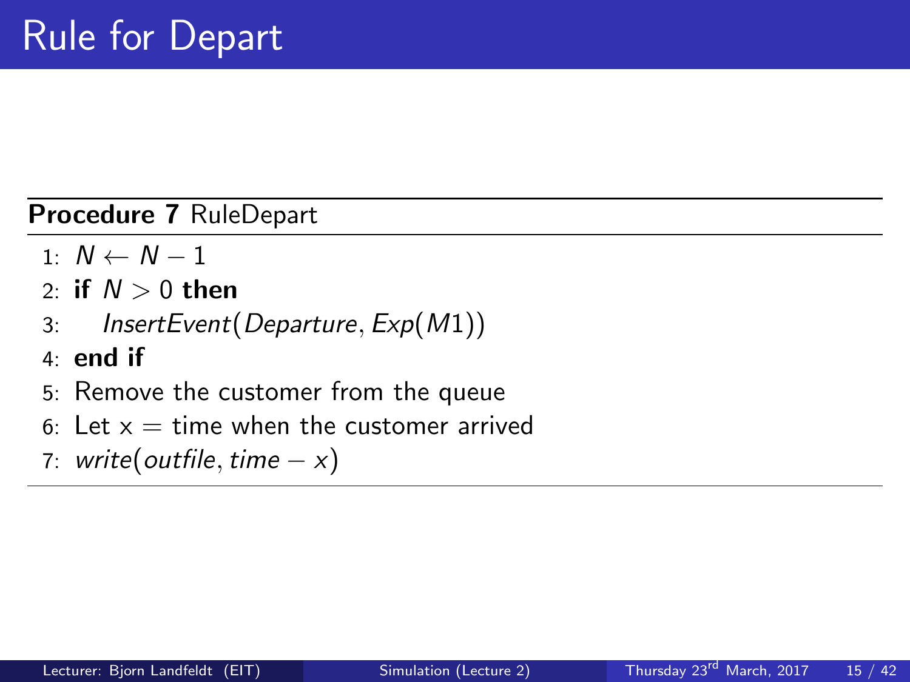# Rule for Depart

**Procedure 7** RuleDepart

1: $N \leftarrow N - 1$
2: **if** $N > 0$ **then**
3: $\quad$ $InsertEvent(Departure, Exp(M1))$
4: **end if**
5: Remove the customer from the queue
6: Let x = time when the customer arrived
7: $write(outfile, time - x)$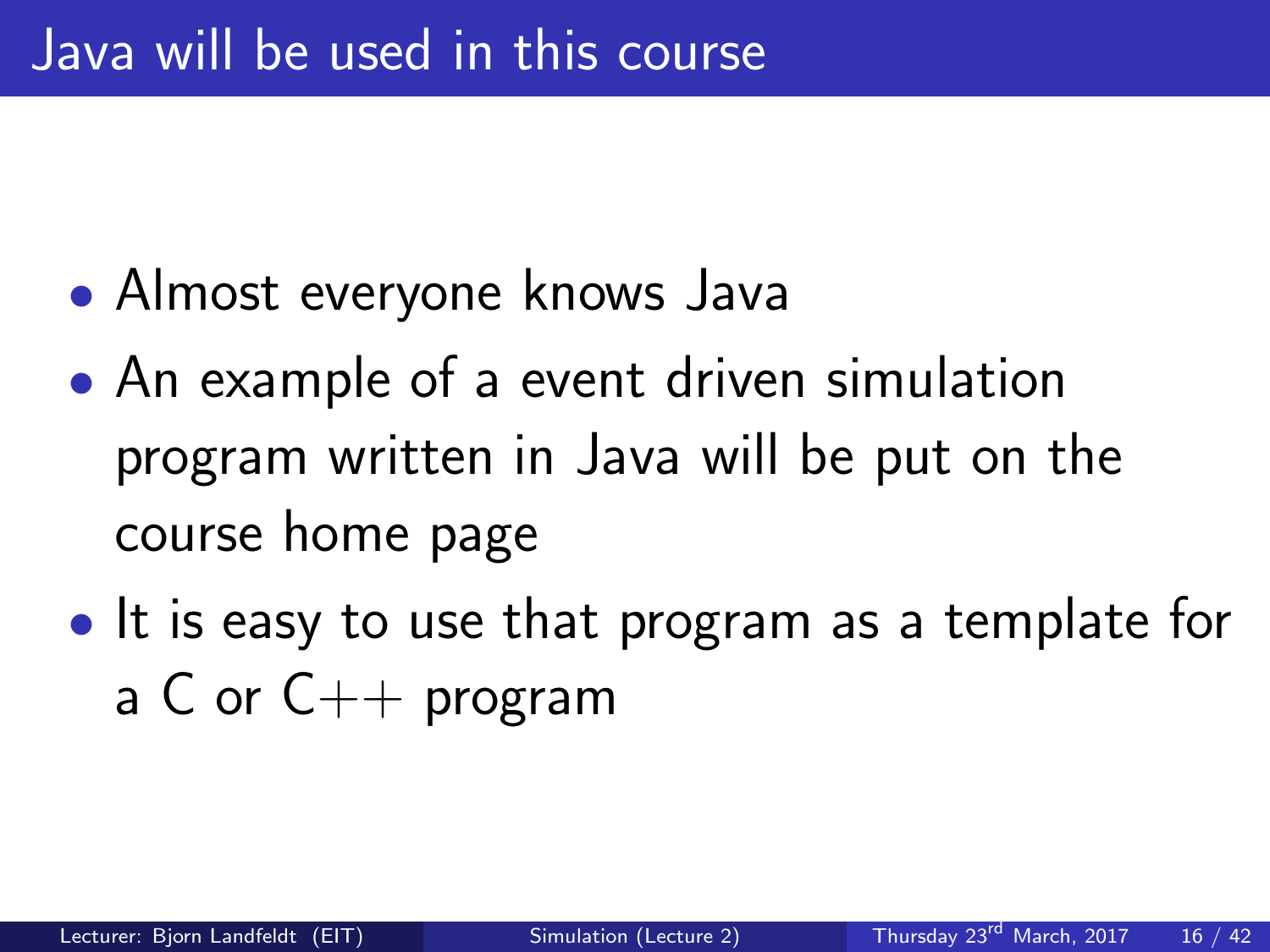# Java will be used in this course

- Almost everyone knows Java
- An example of a event driven simulation program written in Java will be put on the course home page
- It is easy to use that program as a template for a C or C++ program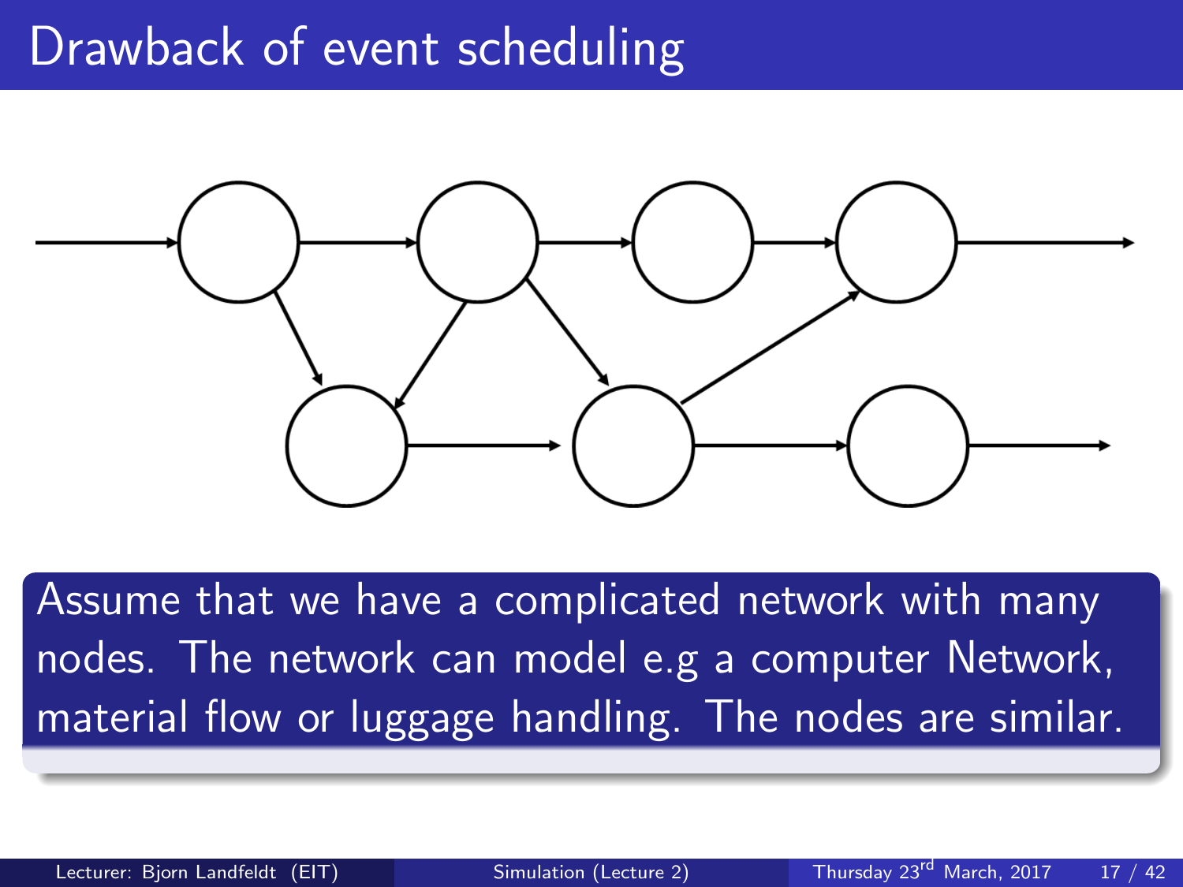# Drawback of event scheduling

Assume that we have a complicated network with many nodes. The network can model e.g a computer Network, material flow or luggage handling. The nodes are similar.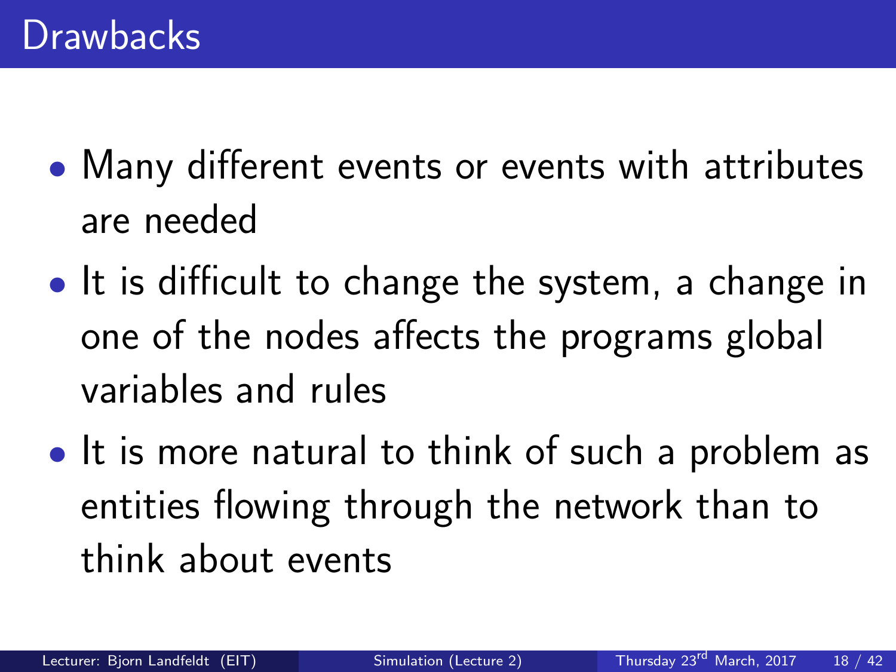# Drawbacks

- Many different events or events with attributes are needed
- It is difficult to change the system, a change in one of the nodes affects the programs global variables and rules
- It is more natural to think of such a problem as entities flowing through the network than to think about events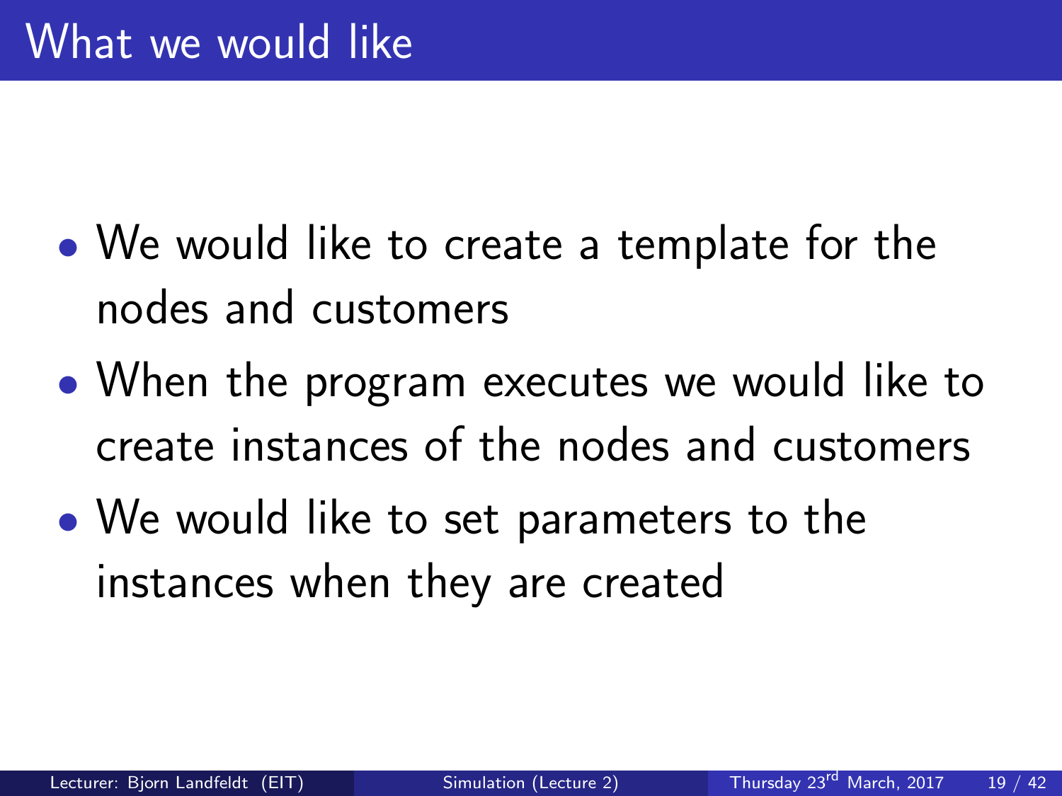# What we would like

- We would like to create a template for the nodes and customers
- When the program executes we would like to create instances of the nodes and customers
- We would like to set parameters to the instances when they are created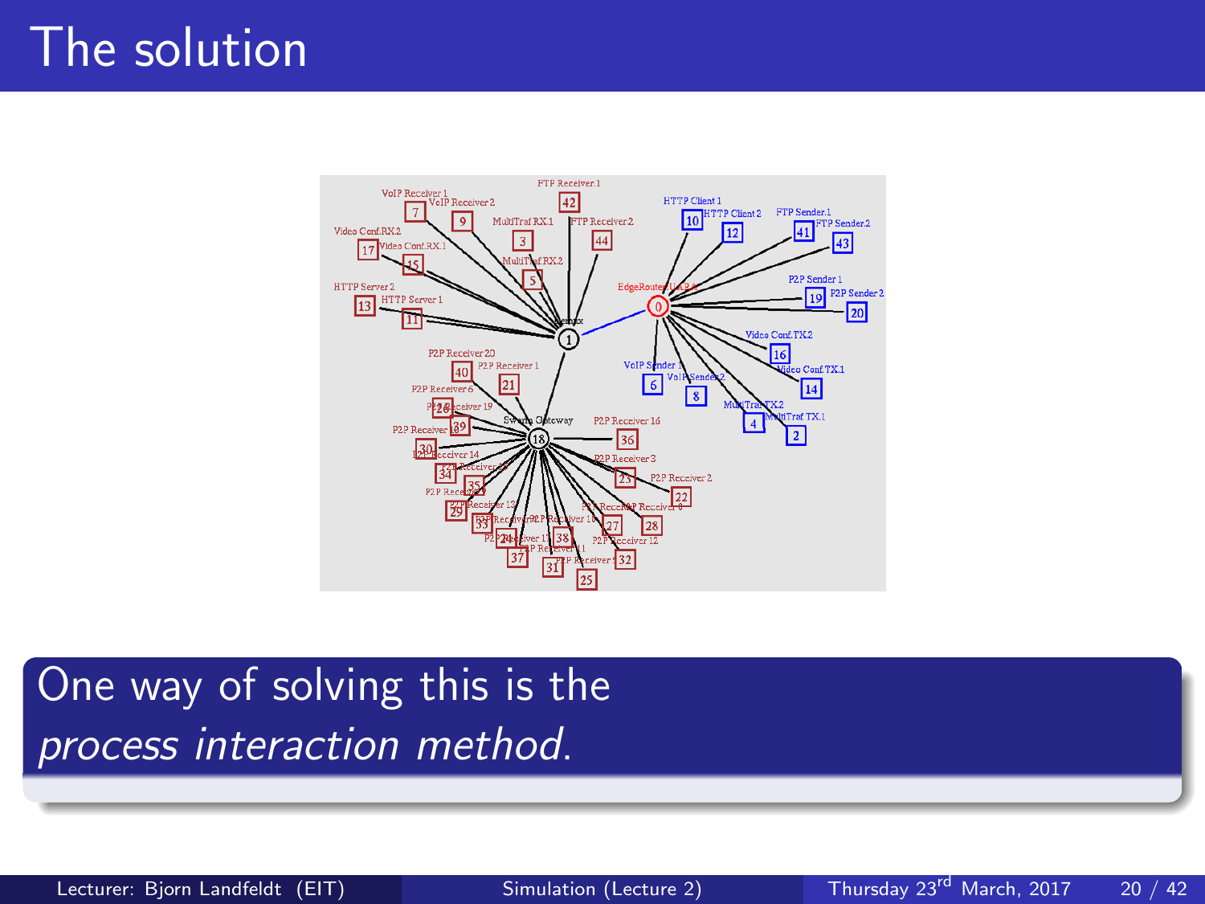# The solution

One way of solving this is the *process interaction method*.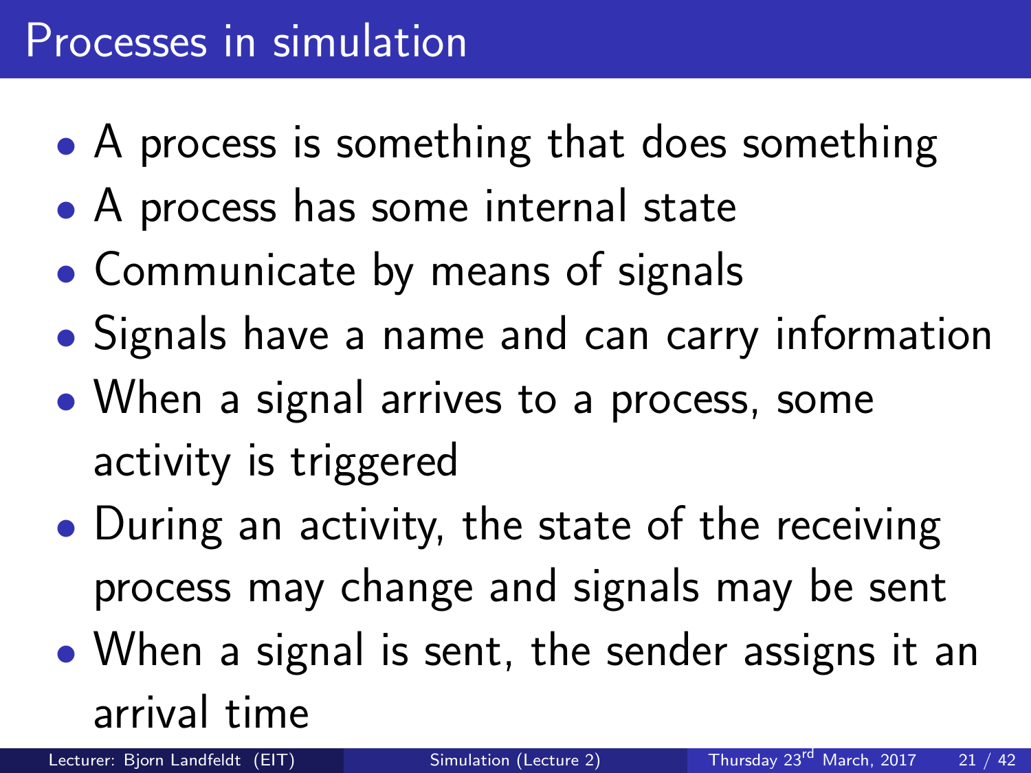# Processes in simulation

- A process is something that does something
- A process has some internal state
- Communicate by means of signals
- Signals have a name and can carry information
- When a signal arrives to a process, some activity is triggered
- During an activity, the state of the receiving process may change and signals may be sent
- When a signal is sent, the sender assigns it an arrival time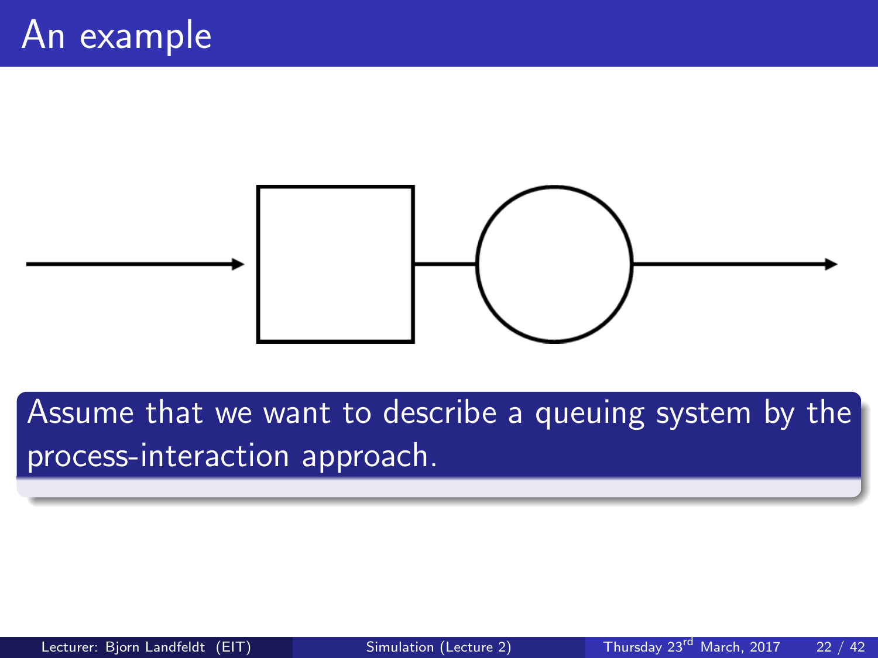# An example

Assume that we want to describe a queuing system by the process-interaction approach.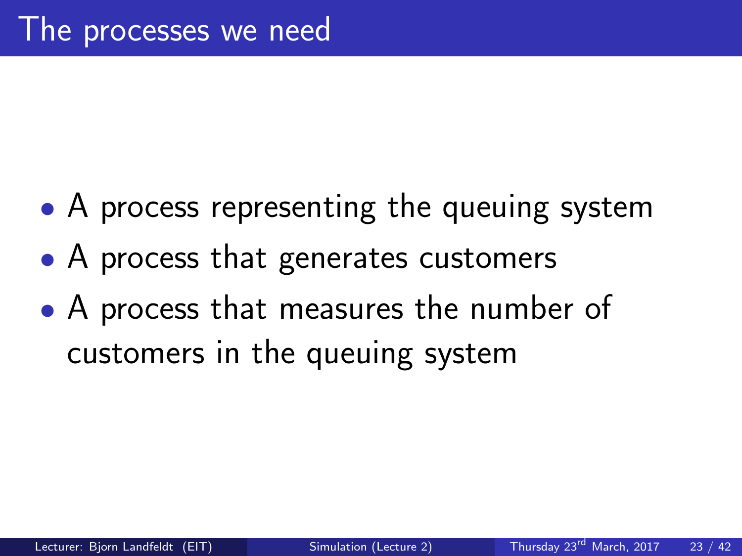# The processes we need

- A process representing the queuing system
- A process that generates customers
- A process that measures the number of customers in the queuing system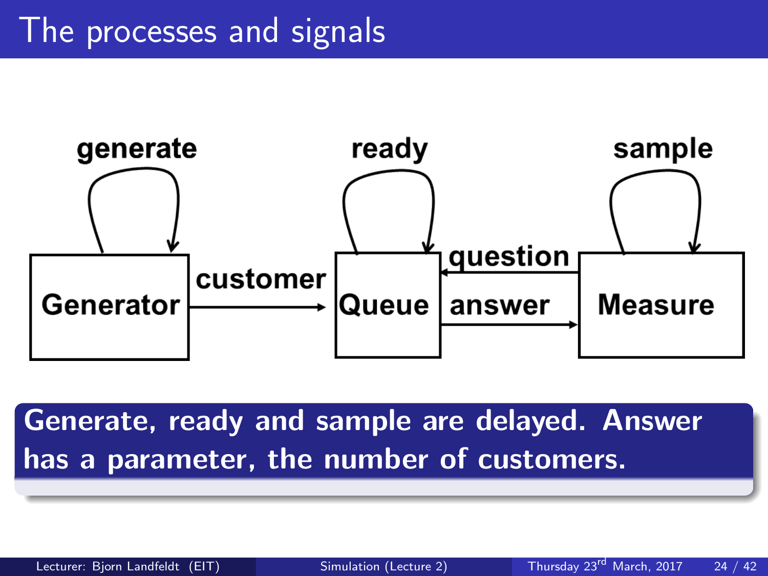# The processes and signals

generate

ready

sample

Generator

customer

Queue

question

answer

Measure

**Generate, ready and sample are delayed. Answer has a parameter, the number of customers.**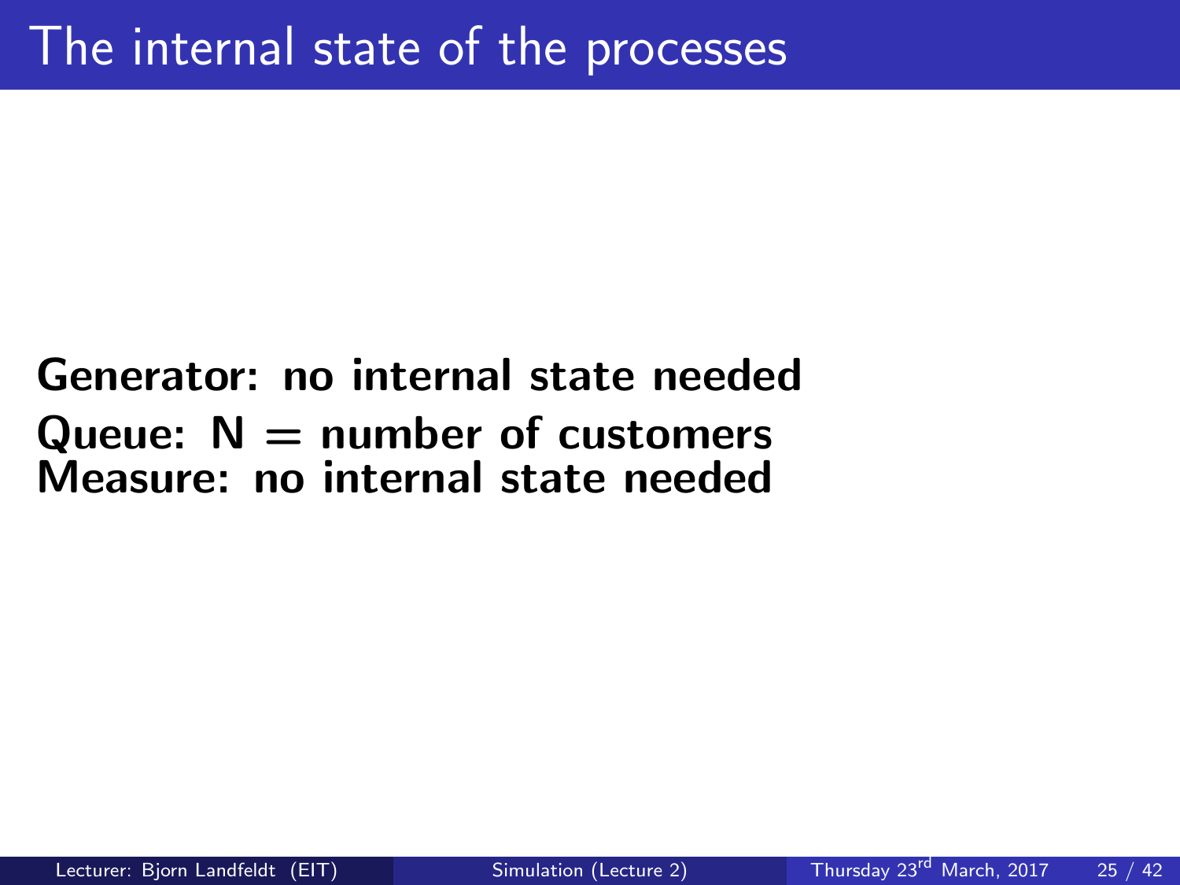# The internal state of the processes

**Generator: no internal state needed**
**Queue: N = number of customers**
**Measure: no internal state needed**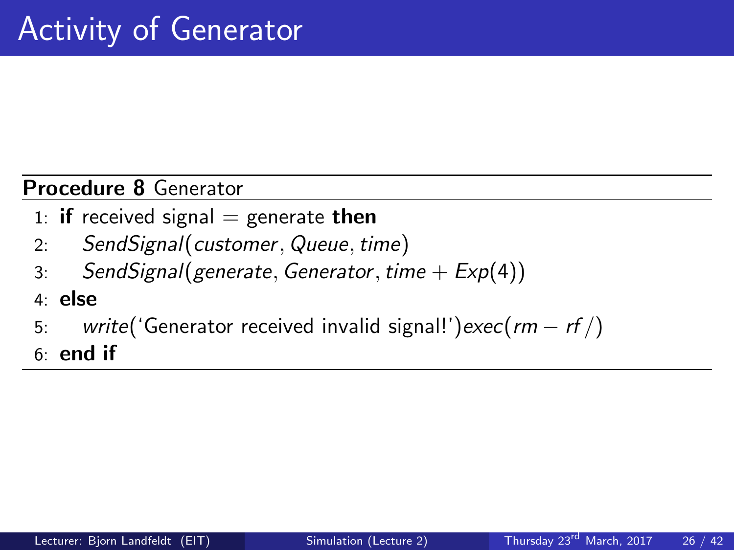# Activity of Generator

**Procedure 8** Generator

```
1: if received signal = generate then
2:     SendSignal(customer, Queue, time)
3:     SendSignal(generate, Generator, time + Exp(4))
4: else
5:     write('Generator received invalid signal!')exec(rm − rf /)
6: end if
```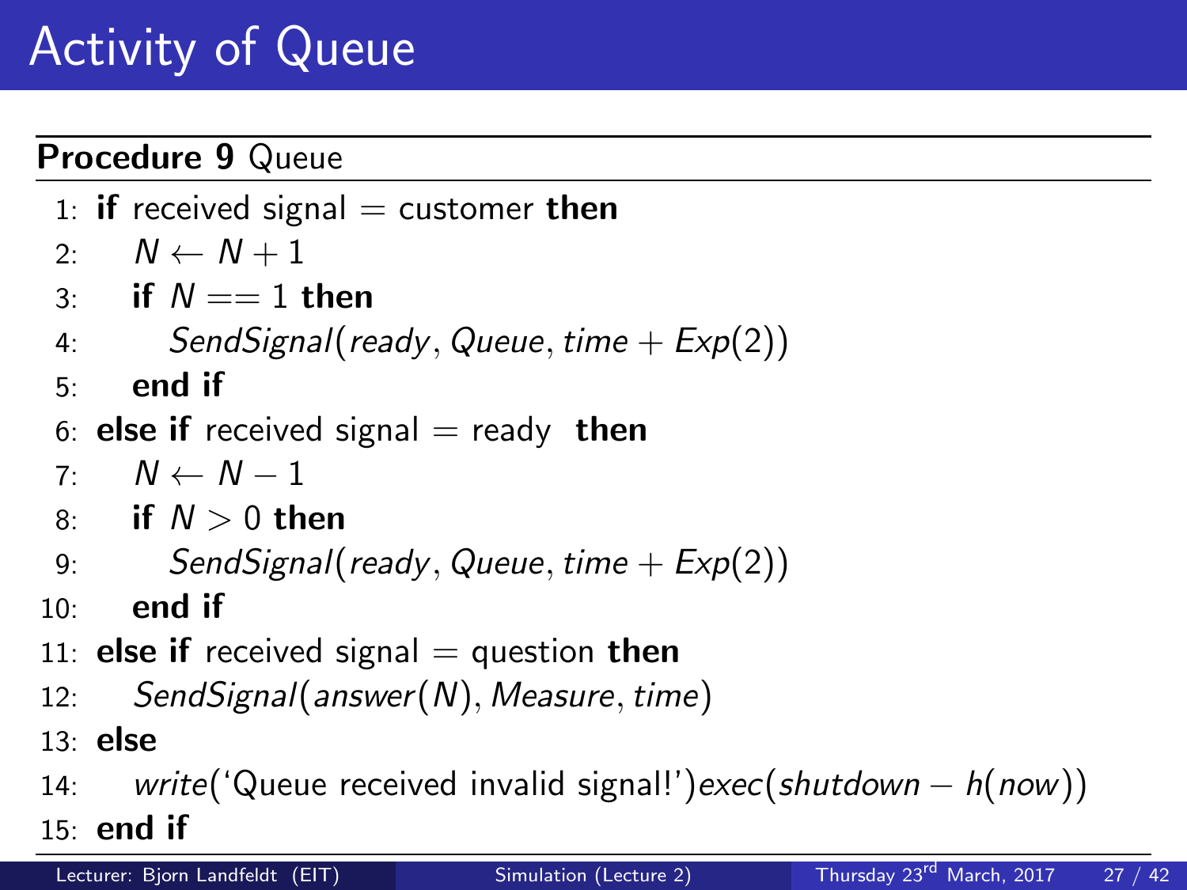# Activity of Queue

**Procedure 9** Queue

1: **if** received signal = customer **then**
2: $N \leftarrow N + 1$
3: **if** $N == 1$ **then**
4: $SendSignal(ready, Queue, time + Exp(2))$
5: **end if**
6: **else if** received signal = ready **then**
7: $N \leftarrow N - 1$
8: **if** $N > 0$ **then**
9: $SendSignal(ready, Queue, time + Exp(2))$
10: **end if**
11: **else if** received signal = question **then**
12: $SendSignal(answer(N), Measure, time)$
13: **else**
14: *write*('Queue received invalid signal!')$exec(shutdown - h(now))$
15: **end if**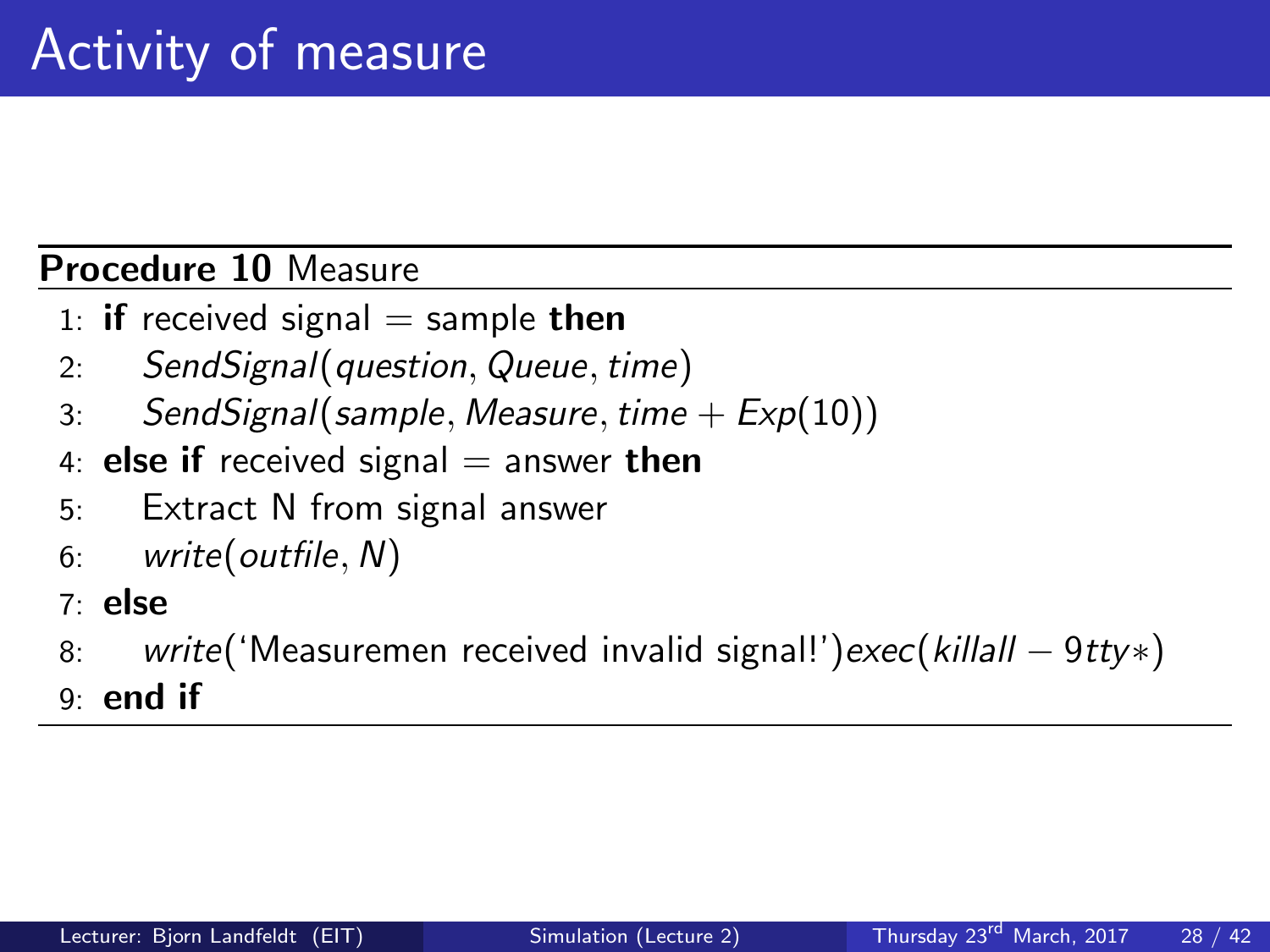# Activity of measure

**Procedure 10** Measure

```
1: if received signal = sample then
2:     SendSignal(question, Queue, time)
3:     SendSignal(sample, Measure, time + Exp(10))
4: else if received signal = answer then
5:     Extract N from signal answer
6:     write(outfile, N)
7: else
8:     write('Measuremen received invalid signal!')exec(killall − 9tty∗)
9: end if
```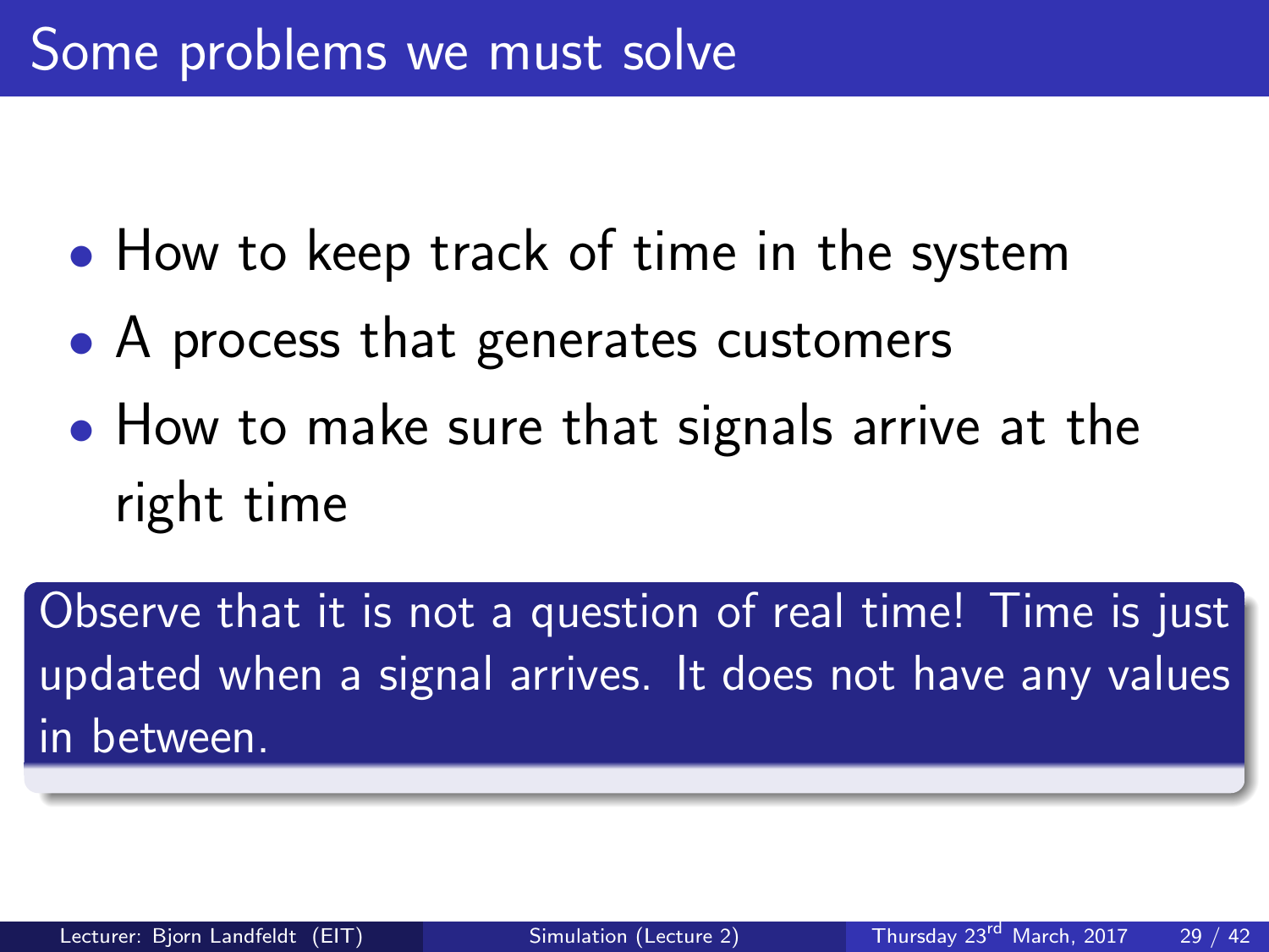# Some problems we must solve

- How to keep track of time in the system
- A process that generates customers
- How to make sure that signals arrive at the right time

Observe that it is not a question of real time! Time is just updated when a signal arrives. It does not have any values in between.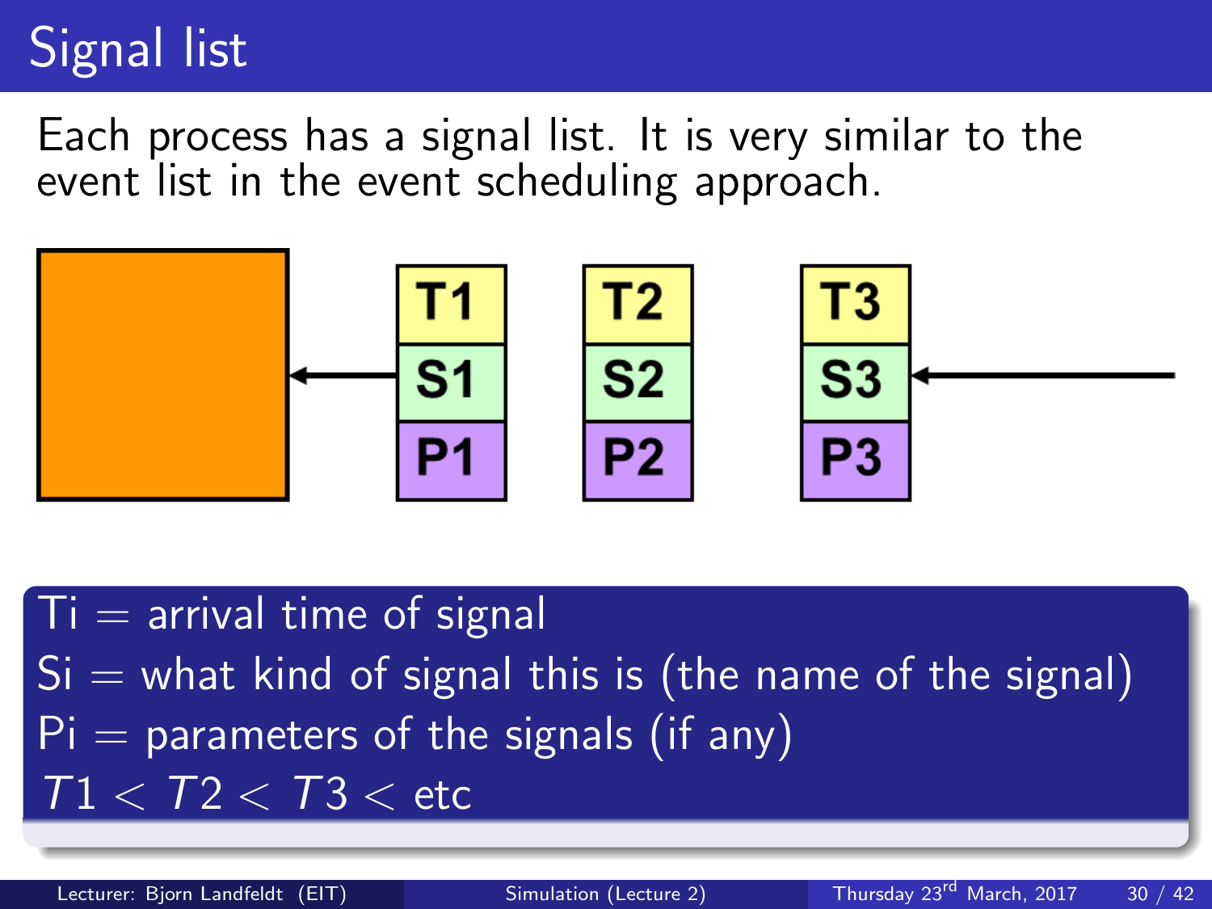# Signal list

Each process has a signal list. It is very similar to the event list in the event scheduling approach.

| T1 | T2 | T3 |
|---|---|---|
| S1 | S2 | S3 |
| P1 | P2 | P3 |

Ti = arrival time of signal
Si = what kind of signal this is (the name of the signal)
Pi = parameters of the signals (if any)
$T1 < T2 < T3 <$ etc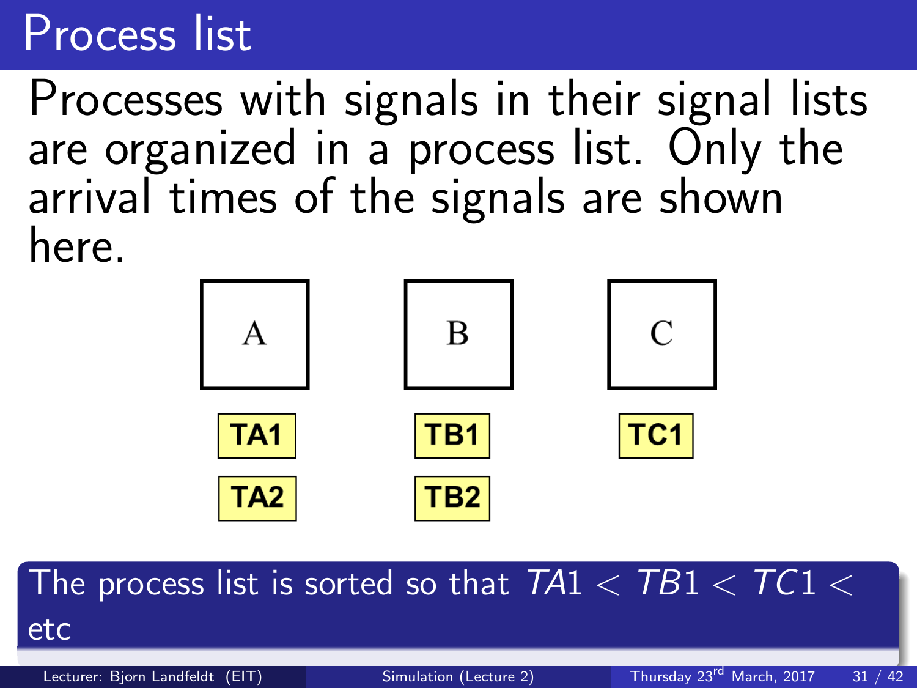# Process list

Processes with signals in their signal lists are organized in a process list. Only the arrival times of the signals are shown here.

A B C

TA1 TB1 TC1

TA2 TB2

The process list is sorted so that $TA1 < TB1 < TC1 <$ etc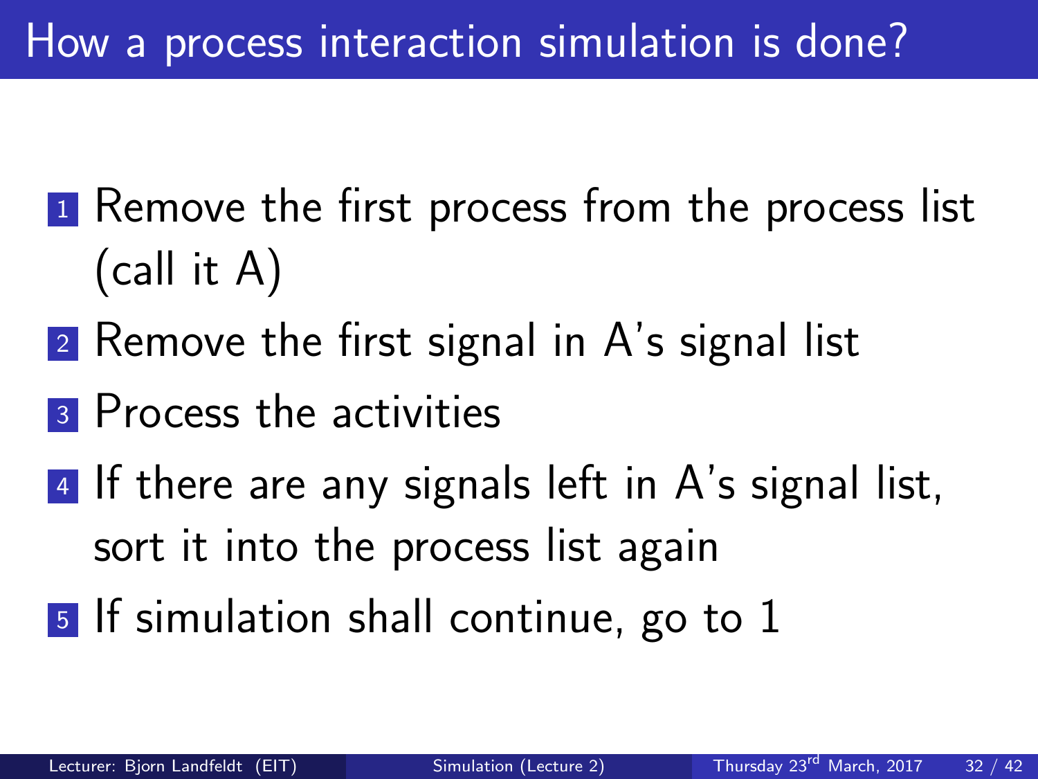# How a process interaction simulation is done?

1. Remove the first process from the process list (call it A)
2. Remove the first signal in A's signal list
3. Process the activities
4. If there are any signals left in A's signal list, sort it into the process list again
5. If simulation shall continue, go to 1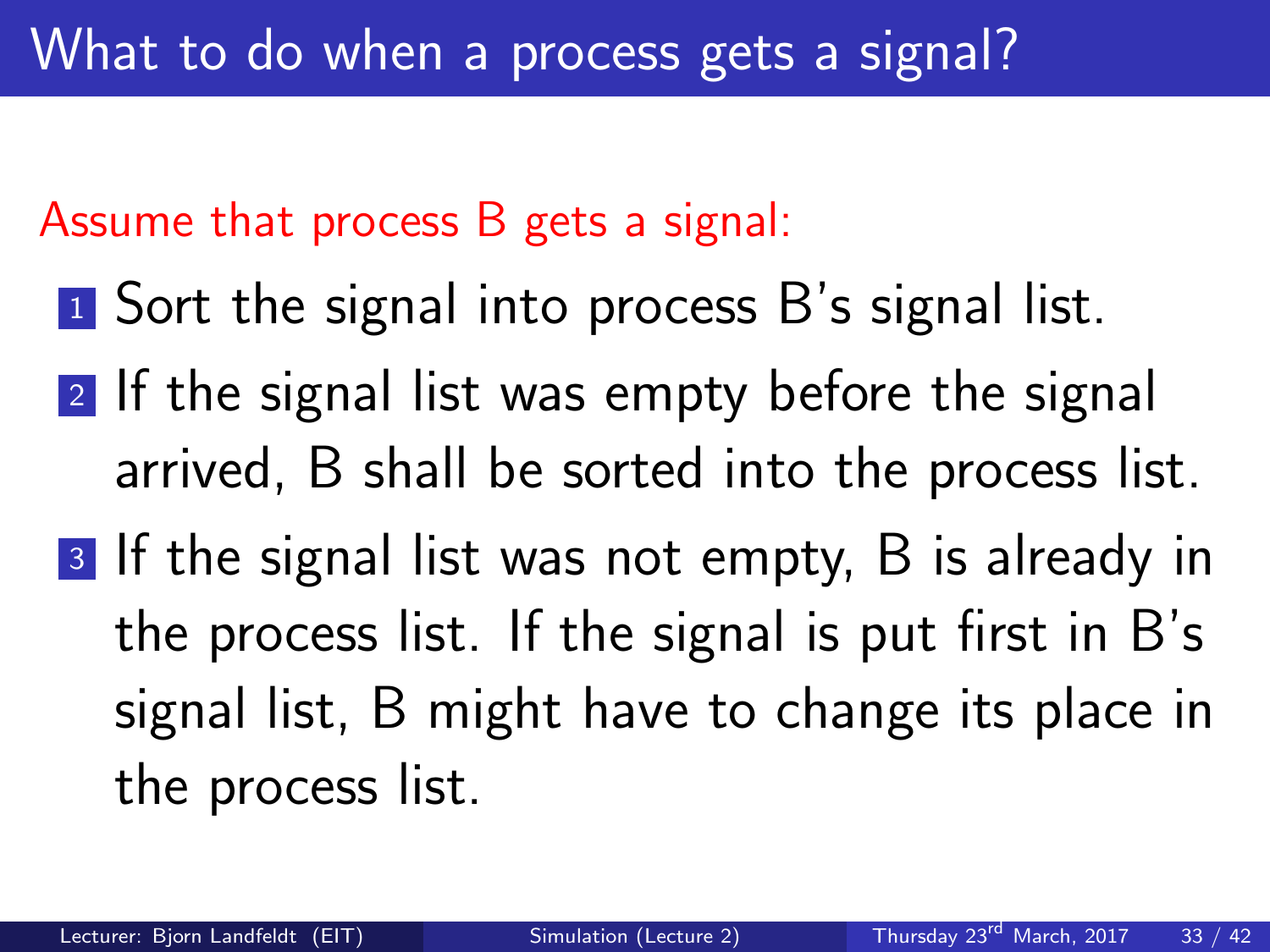# What to do when a process gets a signal?

Assume that process B gets a signal:

1. Sort the signal into process B's signal list.
2. If the signal list was empty before the signal arrived, B shall be sorted into the process list.
3. If the signal list was not empty, B is already in the process list. If the signal is put first in B's signal list, B might have to change its place in the process list.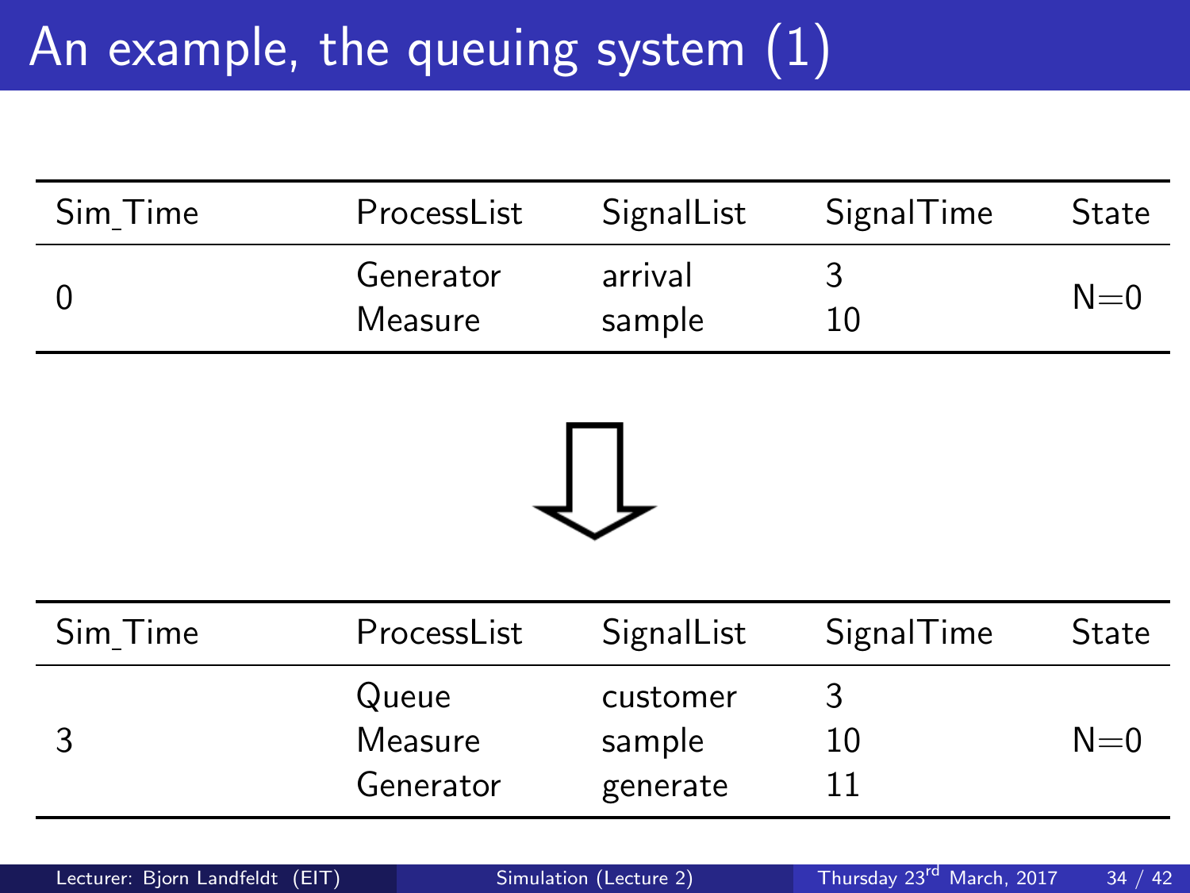# An example, the queuing system (1)

| Sim_Time | ProcessList | SignalList | SignalTime | State |
|---|---|---|---|---|
| 0 | Generator | arrival | 3 | N=0 |
| | Measure | sample | 10 | |

⇩

| Sim_Time | ProcessList | SignalList | SignalTime | State |
|---|---|---|---|---|
| 3 | Queue | customer | 3 | N=0 |
| | Measure | sample | 10 | |
| | Generator | generate | 11 | |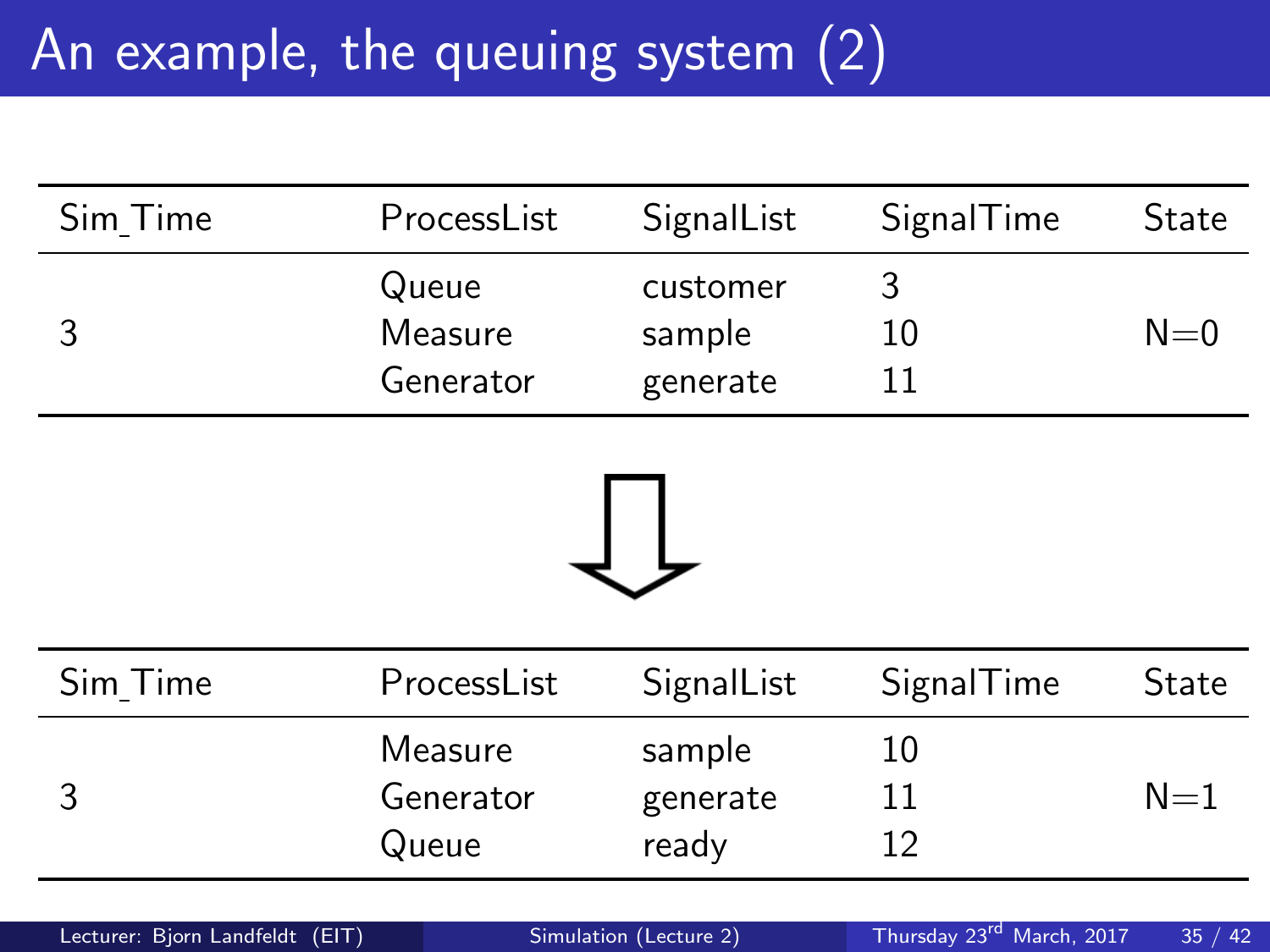# An example, the queuing system (2)

| Sim_Time | ProcessList | SignalList | SignalTime | State |
|---|---|---|---|---|
| | Queue | customer | 3 | |
| 3 | Measure | sample | 10 | N=0 |
| | Generator | generate | 11 | |

⇓

| Sim_Time | ProcessList | SignalList | SignalTime | State |
|---|---|---|---|---|
| | Measure | sample | 10 | |
| 3 | Generator | generate | 11 | N=1 |
| | Queue | ready | 12 | |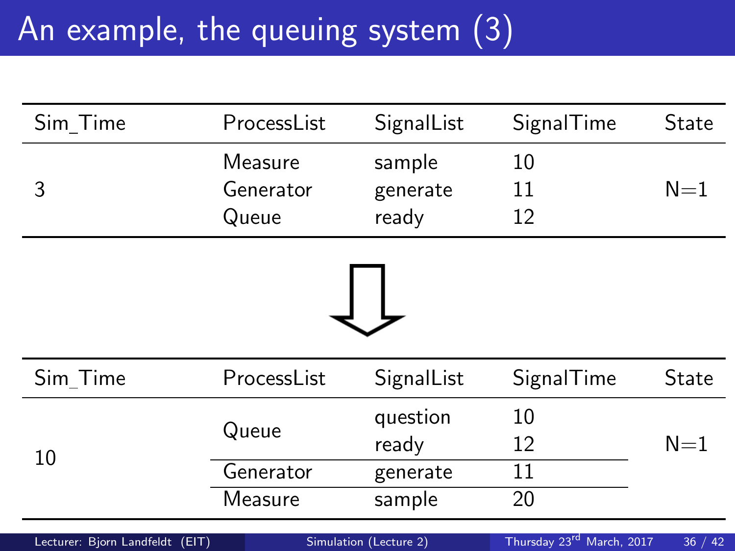# An example, the queuing system (3)

| Sim_Time | ProcessList | SignalList | SignalTime | State |
|---|---|---|---|---|
| 3 | Measure | sample | 10 | N=1 |
| | Generator | generate | 11 | |
| | Queue | ready | 12 | |

⇓

| Sim_Time | ProcessList | SignalList | SignalTime | State |
|---|---|---|---|---|
| 10 | Queue | question | 10 | N=1 |
| | | ready | 12 | |
| | Generator | generate | 11 | |
| | Measure | sample | 20 | |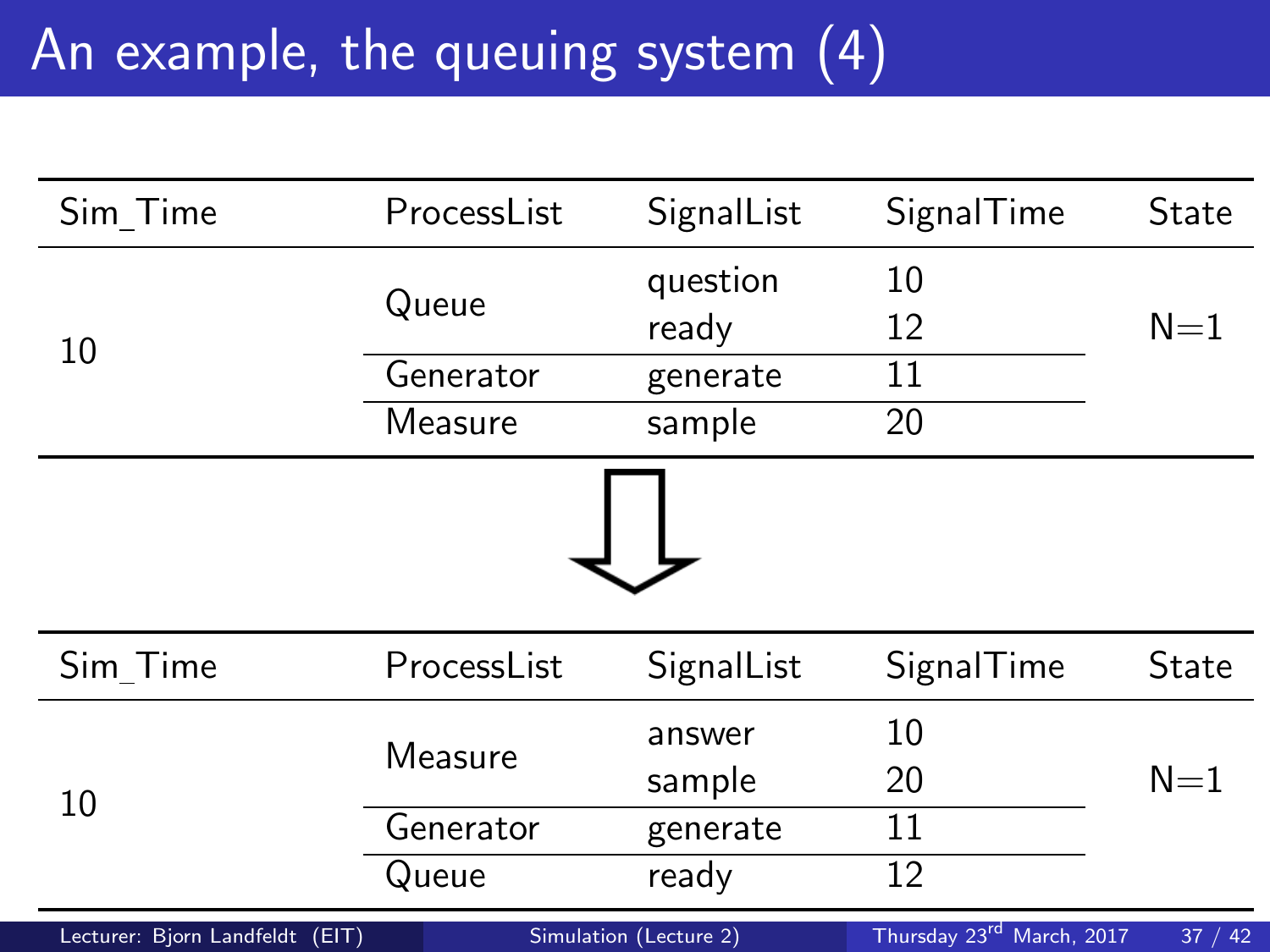# An example, the queuing system (4)

| Sim_Time | ProcessList | SignalList | SignalTime | State |
|---|---|---|---|---|
| 10 | Queue | question | 10 | N=1 |
| | | ready | 12 | |
| | Generator | generate | 11 | |
| | Measure | sample | 20 | |

⇓

| Sim_Time | ProcessList | SignalList | SignalTime | State |
|---|---|---|---|---|
| 10 | Measure | answer | 10 | N=1 |
| | | sample | 20 | |
| | Generator | generate | 11 | |
| | Queue | ready | 12 | |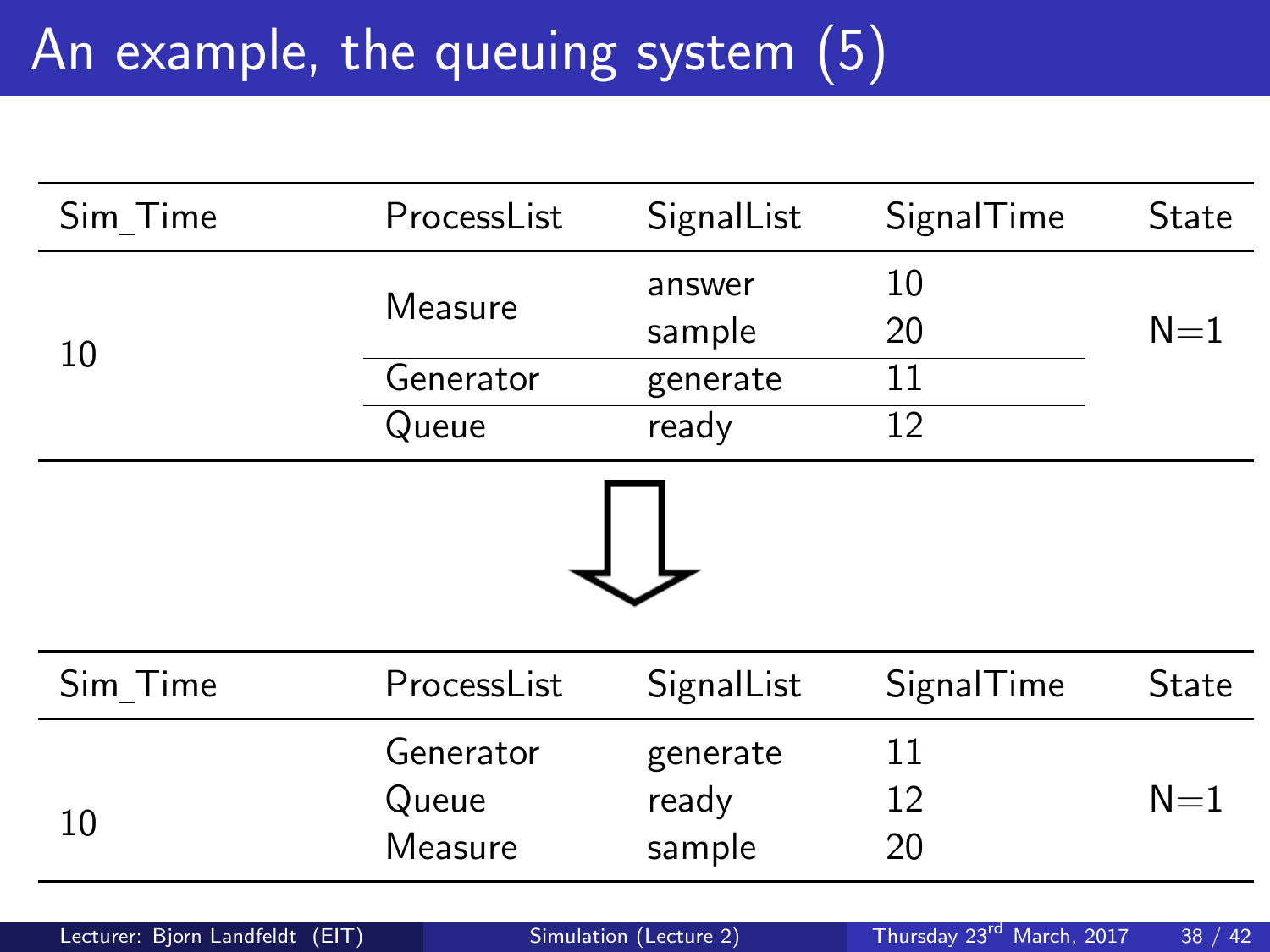# An example, the queuing system (5)

| Sim_Time | ProcessList | SignalList | SignalTime | State |
|---|---|---|---|---|
| 10 | Measure | answer | 10 | N=1 |
| | | sample | 20 | |
| | Generator | generate | 11 | |
| | Queue | ready | 12 | |

⇓

| Sim_Time | ProcessList | SignalList | SignalTime | State |
|---|---|---|---|---|
| 10 | Generator | generate | 11 | N=1 |
| | Queue | ready | 12 | |
| | Measure | sample | 20 | |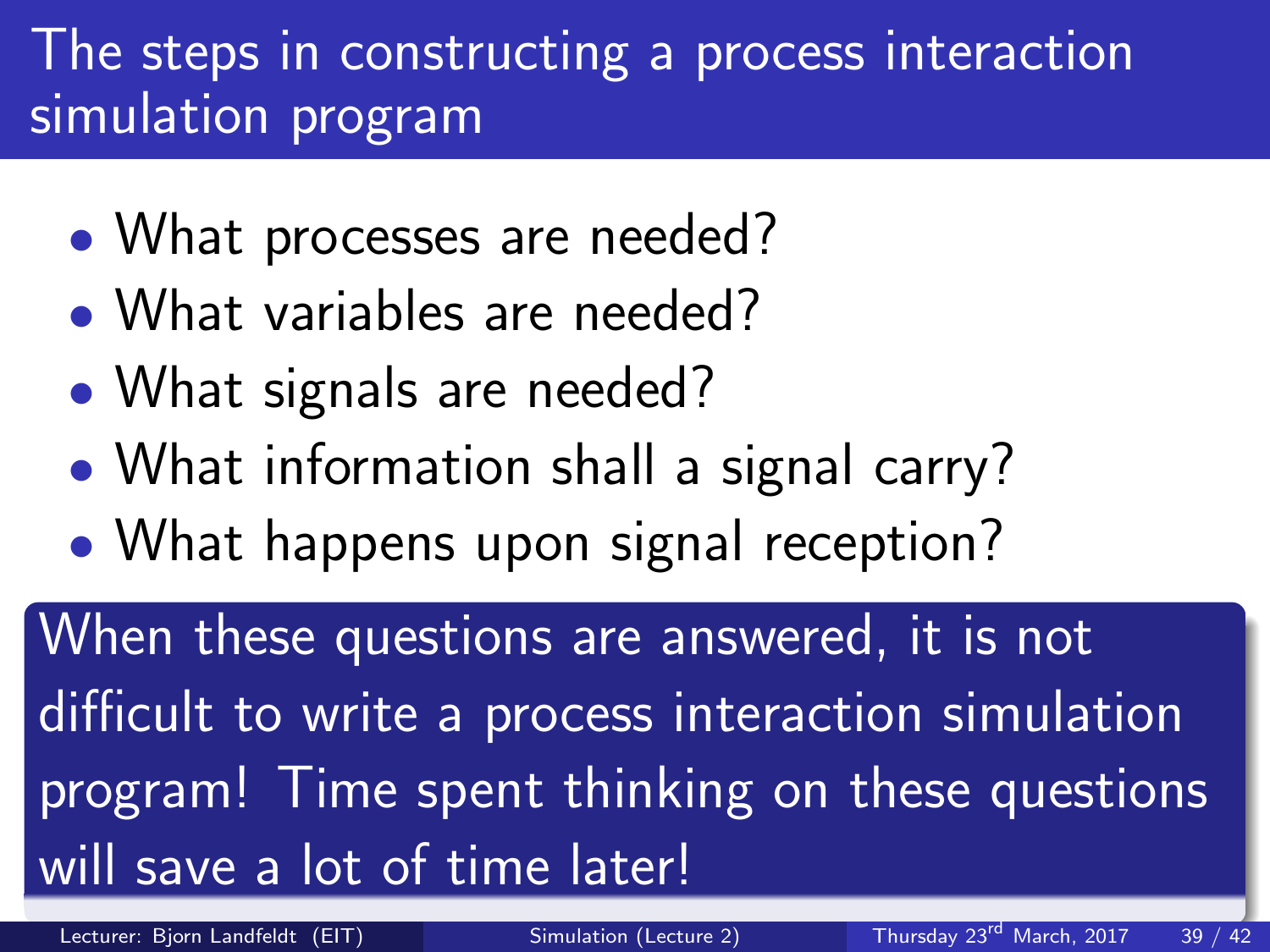# The steps in constructing a process interaction simulation program

- What processes are needed?
- What variables are needed?
- What signals are needed?
- What information shall a signal carry?
- What happens upon signal reception?

When these questions are answered, it is not difficult to write a process interaction simulation program! Time spent thinking on these questions will save a lot of time later!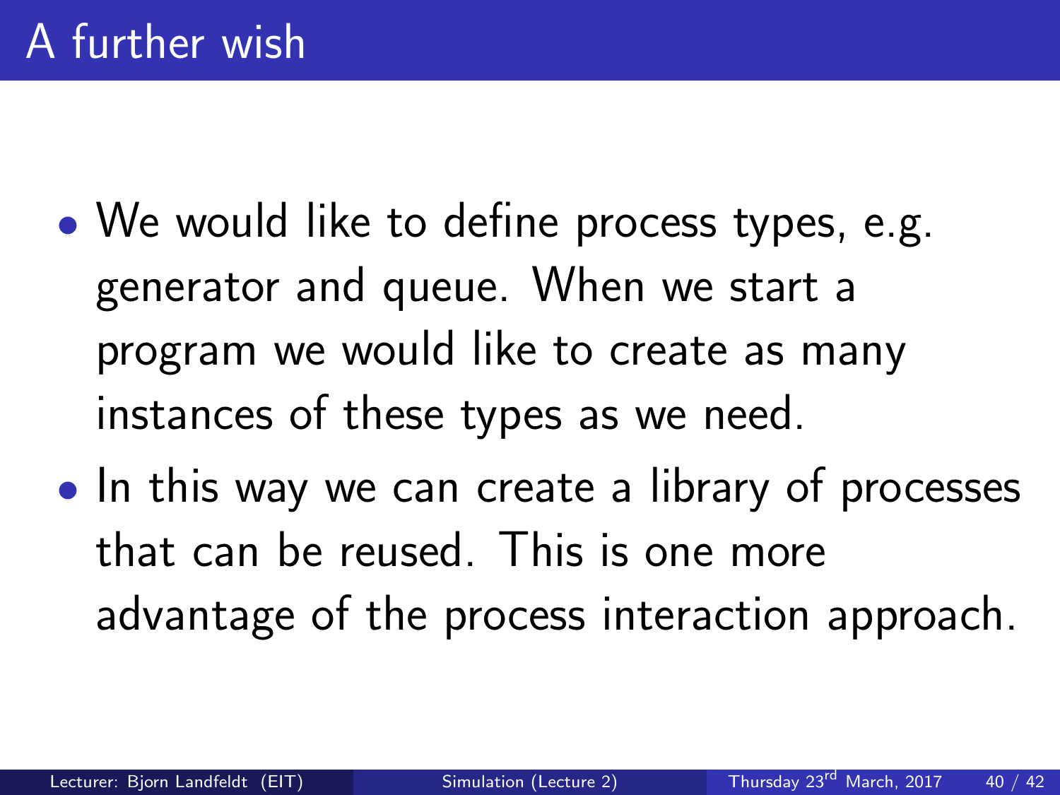# A further wish

- We would like to define process types, e.g. generator and queue. When we start a program we would like to create as many instances of these types as we need.
- In this way we can create a library of processes that can be reused. This is one more advantage of the process interaction approach.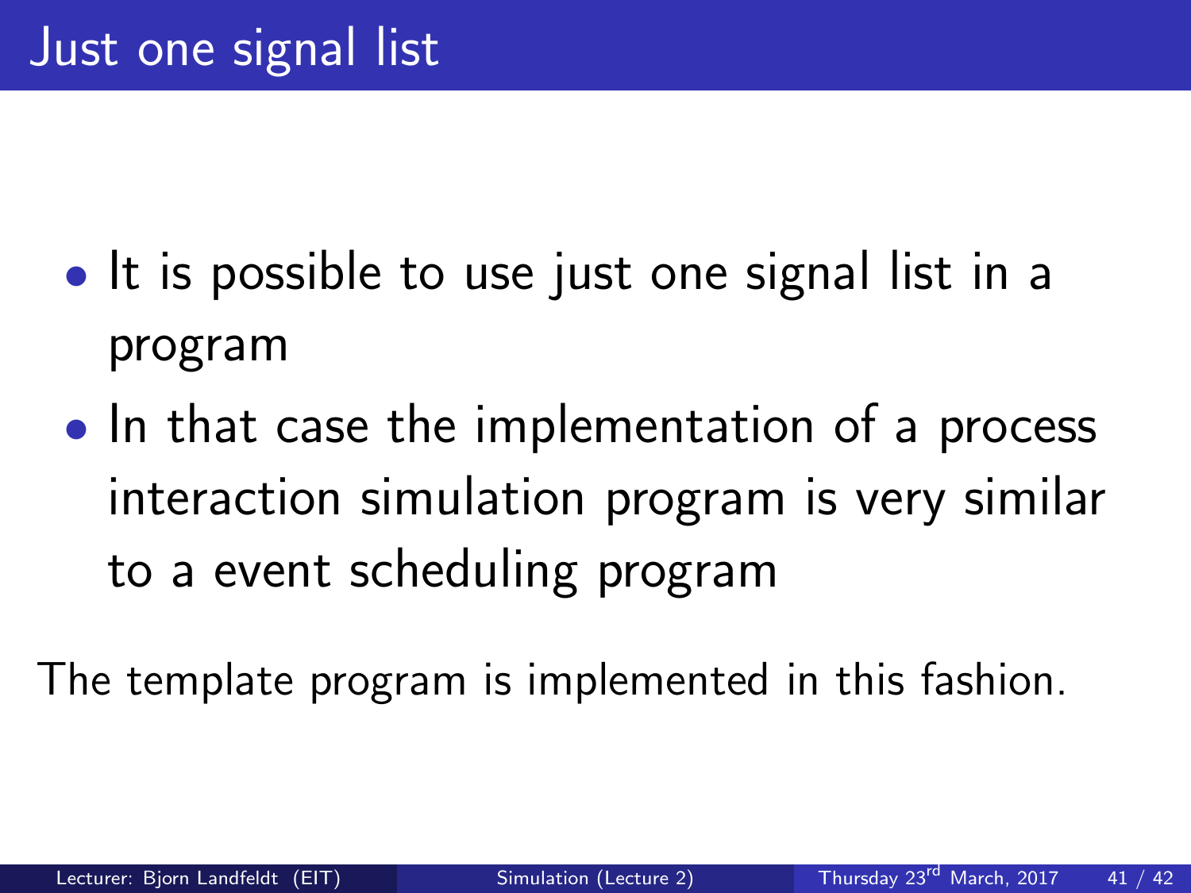# Just one signal list

- It is possible to use just one signal list in a program
- In that case the implementation of a process interaction simulation program is very similar to a event scheduling program

The template program is implemented in this fashion.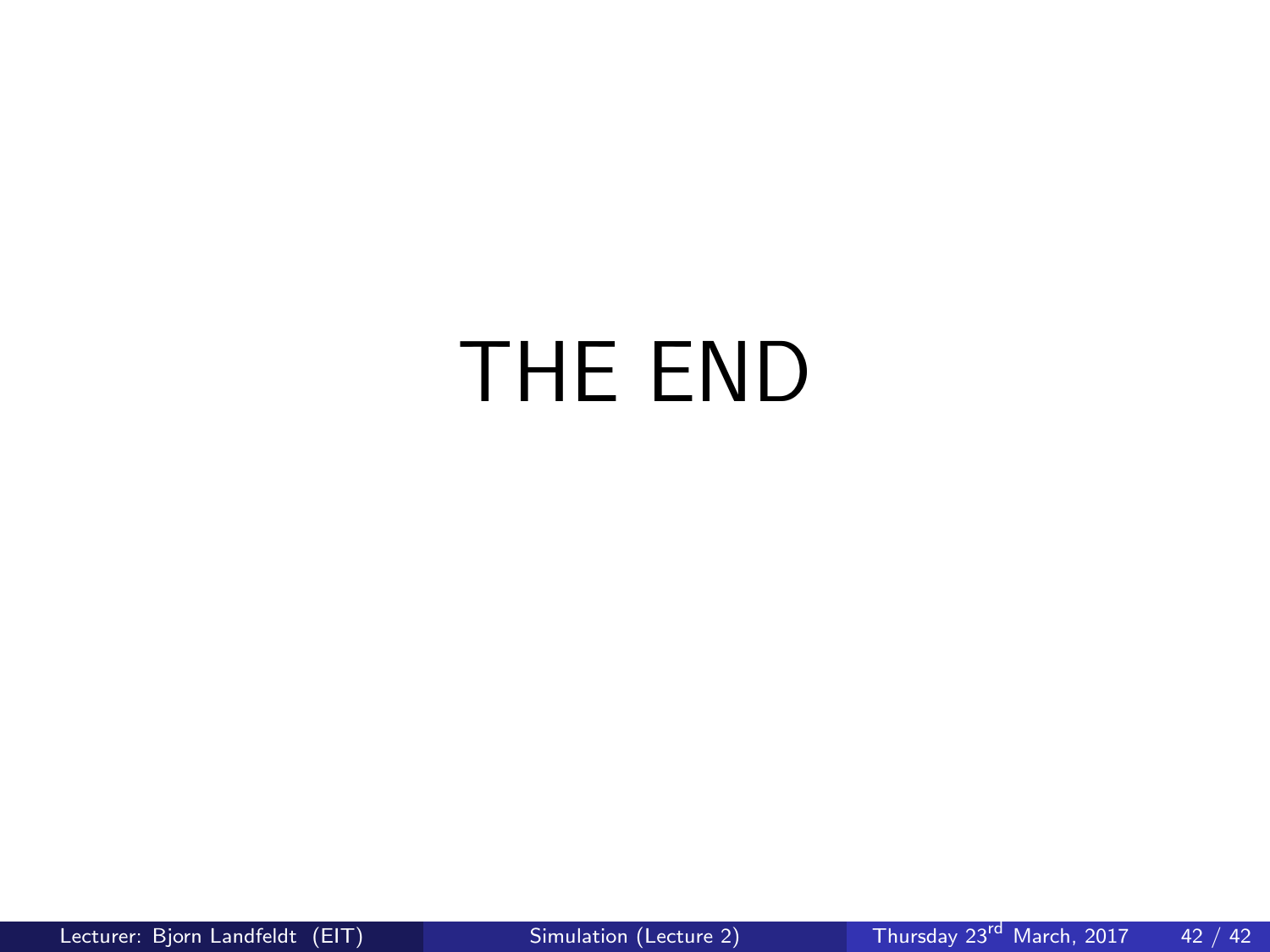# THE END